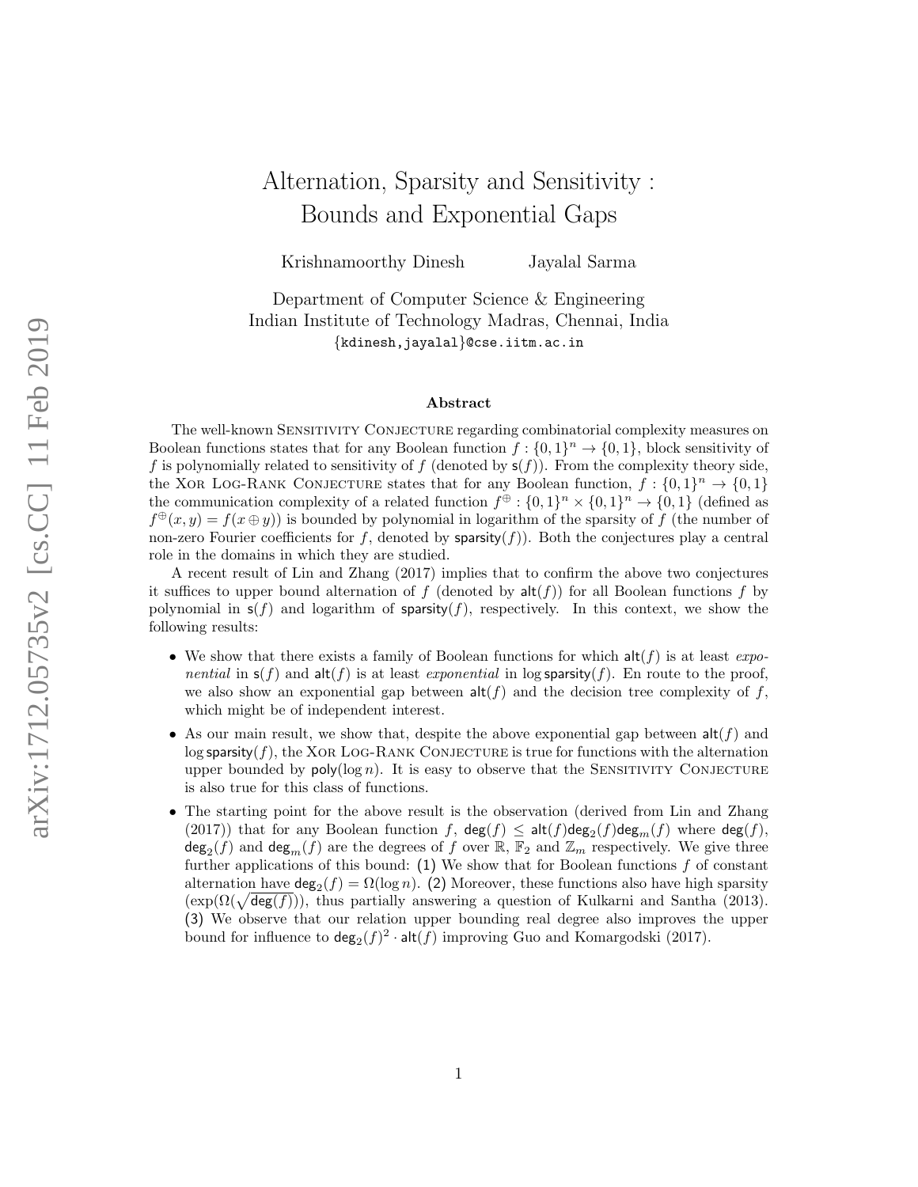# Alternation, Sparsity and Sensitivity : Bounds and Exponential Gaps

Krishnamoorthy Dinesh    Jayalal Sarma

Department of Computer Science & Engineering
Indian Institute of Technology Madras, Chennai, India
{kdinesh,jayalal}@cse.iitm.ac.in

## Abstract

The well-known Sensitivity Conjecture regarding combinatorial complexity measures on Boolean functions states that for any Boolean function $f : \{0,1\}^n \to \{0,1\}$, block sensitivity of $f$ is polynomially related to sensitivity of $f$ (denoted by $\mathsf{s}(f)$). From the complexity theory side, the Xor Log-Rank Conjecture states that for any Boolean function, $f : \{0,1\}^n \to \{0,1\}$ the communication complexity of a related function $f^{\oplus} : \{0,1\}^n \times \{0,1\}^n \to \{0,1\}$ (defined as $f^{\oplus}(x, y) = f(x \oplus y)$) is bounded by polynomial in logarithm of the sparsity of $f$ (the number of non-zero Fourier coefficients for $f$, denoted by $\mathsf{sparsity}(f)$). Both the conjectures play a central role in the domains in which they are studied.

A recent result of Lin and Zhang (2017) implies that to confirm the above two conjectures it suffices to upper bound alternation of $f$ (denoted by $\mathsf{alt}(f)$) for all Boolean functions $f$ by polynomial in $\mathsf{s}(f)$ and logarithm of $\mathsf{sparsity}(f)$, respectively. In this context, we show the following results:

- We show that there exists a family of Boolean functions for which $\mathsf{alt}(f)$ is at least *exponential* in $\mathsf{s}(f)$ and $\mathsf{alt}(f)$ is at least *exponential* in $\log \mathsf{sparsity}(f)$. En route to the proof, we also show an exponential gap between $\mathsf{alt}(f)$ and the decision tree complexity of $f$, which might be of independent interest.
- As our main result, we show that, despite the above exponential gap between $\mathsf{alt}(f)$ and $\log \mathsf{sparsity}(f)$, the Xor Log-Rank Conjecture is true for functions with the alternation upper bounded by $\mathsf{poly}(\log n)$. It is easy to observe that the Sensitivity Conjecture is also true for this class of functions.
- The starting point for the above result is the observation (derived from Lin and Zhang (2017)) that for any Boolean function $f$, $\mathsf{deg}(f) \leq \mathsf{alt}(f)\mathsf{deg}_2(f)\mathsf{deg}_m(f)$ where $\mathsf{deg}(f)$, $\mathsf{deg}_2(f)$ and $\mathsf{deg}_m(f)$ are the degrees of $f$ over $\mathbb{R}$, $\mathbb{F}_2$ and $\mathbb{Z}_m$ respectively. We give three further applications of this bound: (1) We show that for Boolean functions $f$ of constant alternation have $\mathsf{deg}_2(f) = \Omega(\log n)$. (2) Moreover, these functions also have high sparsity ($\exp(\Omega(\sqrt{\mathsf{deg}(f)}))$), thus partially answering a question of Kulkarni and Santha (2013). (3) We observe that our relation upper bounding real degree also improves the upper bound for influence to $\mathsf{deg}_2(f)^2 \cdot \mathsf{alt}(f)$ improving Guo and Komargodski (2017).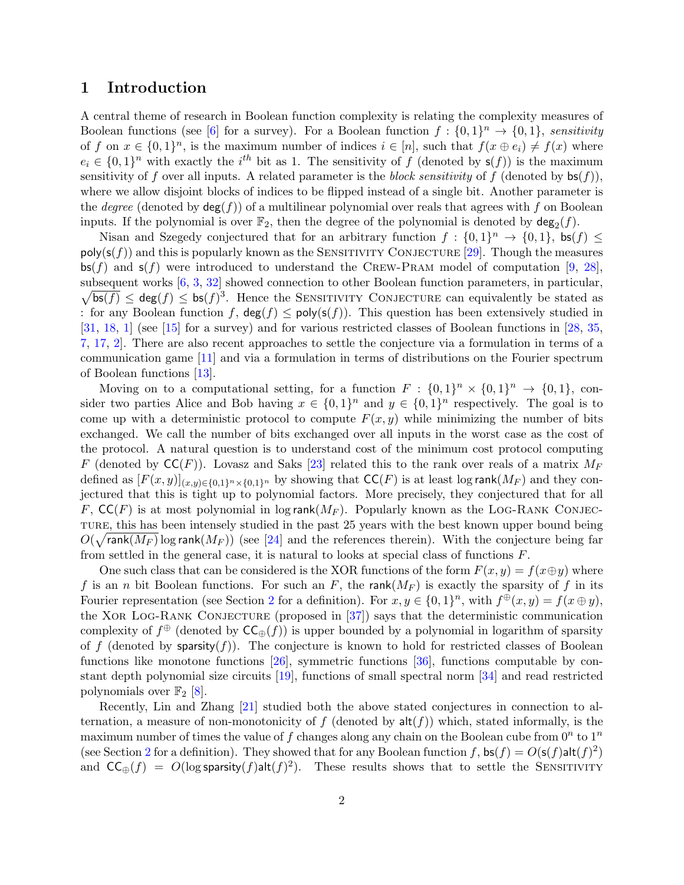## 1 Introduction

A central theme of research in Boolean function complexity is relating the complexity measures of Boolean functions (see [6] for a survey). For a Boolean function $f : \{0,1\}^n \to \{0,1\}$, *sensitivity* of $f$ on $x \in \{0,1\}^n$, is the maximum number of indices $i \in [n]$, such that $f(x \oplus e_i) \neq f(x)$ where $e_i \in \{0,1\}^n$ with exactly the $i^{th}$ bit as 1. The sensitivity of $f$ (denoted by $\mathsf{s}(f)$) is the maximum sensitivity of $f$ over all inputs. A related parameter is the *block sensitivity* of $f$ (denoted by $\mathsf{bs}(f)$), where we allow disjoint blocks of indices to be flipped instead of a single bit. Another parameter is the *degree* (denoted by $\deg(f)$) of a multilinear polynomial over reals that agrees with $f$ on Boolean inputs. If the polynomial is over $\mathbb{F}_2$, then the degree of the polynomial is denoted by $\deg_2(f)$.

Nisan and Szegedy conjectured that for an arbitrary function $f : \{0,1\}^n \to \{0,1\}$, $\mathsf{bs}(f) \leq \mathsf{poly}(\mathsf{s}(f))$ and this is popularly known as the Sensitivity Conjecture [29]. Though the measures $\mathsf{bs}(f)$ and $\mathsf{s}(f)$ were introduced to understand the Crew-Pram model of computation [9, 28], subsequent works [6, 3, 32] showed connection to other Boolean function parameters, in particular, $\sqrt{\mathsf{bs}(f)} \leq \deg(f) \leq \mathsf{bs}(f)^3$. Hence the Sensitivity Conjecture can equivalently be stated as : for any Boolean function $f$, $\deg(f) \leq \mathsf{poly}(\mathsf{s}(f))$. This question has been extensively studied in [31, 18, 1] (see [15] for a survey) and for various restricted classes of Boolean functions in [28, 35, 7, 17, 2]. There are also recent approaches to settle the conjecture via a formulation in terms of a communication game [11] and via a formulation in terms of distributions on the Fourier spectrum of Boolean functions [13].

Moving on to a computational setting, for a function $F : \{0,1\}^n \times \{0,1\}^n \to \{0,1\}$, consider two parties Alice and Bob having $x \in \{0,1\}^n$ and $y \in \{0,1\}^n$ respectively. The goal is to come up with a deterministic protocol to compute $F(x,y)$ while minimizing the number of bits exchanged. We call the number of bits exchanged over all inputs in the worst case as the cost of the protocol. A natural question is to understand cost of the minimum cost protocol computing $F$ (denoted by $\mathsf{CC}(F)$). Lovasz and Saks [23] related this to the rank over reals of a matrix $M_F$ defined as $[F(x,y)]_{(x,y)\in\{0,1\}^n\times\{0,1\}^n}$ by showing that $\mathsf{CC}(F)$ is at least $\log \mathsf{rank}(M_F)$ and they conjectured that this is tight up to polynomial factors. More precisely, they conjectured that for all $F$, $\mathsf{CC}(F)$ is at most polynomial in $\log \mathsf{rank}(M_F)$. Popularly known as the Log-Rank Conjecture, this has been intensely studied in the past 25 years with the best known upper bound being $O(\sqrt{\mathsf{rank}(M_F)} \log \mathsf{rank}(M_F))$ (see [24] and the references therein). With the conjecture being far from settled in the general case, it is natural to looks at special class of functions $F$.

One such class that can be considered is the XOR functions of the form $F(x,y) = f(x \oplus y)$ where $f$ is an $n$ bit Boolean functions. For such an $F$, the $\mathsf{rank}(M_F)$ is exactly the sparsity of $f$ in its Fourier representation (see Section 2 for a definition). For $x, y \in \{0,1\}^n$, with $f^\oplus(x,y) = f(x \oplus y)$, the Xor Log-Rank Conjecture (proposed in [37]) says that the deterministic communication complexity of $f^\oplus$ (denoted by $\mathsf{CC}_\oplus(f)$) is upper bounded by a polynomial in logarithm of sparsity of $f$ (denoted by $\mathsf{sparsity}(f)$). The conjecture is known to hold for restricted classes of Boolean functions like monotone functions [26], symmetric functions [36], functions computable by constant depth polynomial size circuits [19], functions of small spectral norm [34] and read restricted polynomials over $\mathbb{F}_2$ [8].

Recently, Lin and Zhang [21] studied both the above stated conjectures in connection to alternation, a measure of non-monotonicity of $f$ (denoted by $\mathsf{alt}(f)$) which, stated informally, is the maximum number of times the value of $f$ changes along any chain on the Boolean cube from $0^n$ to $1^n$ (see Section 2 for a definition). They showed that for any Boolean function $f$, $\mathsf{bs}(f) = O(\mathsf{s}(f)\mathsf{alt}(f)^2)$ and $\mathsf{CC}_\oplus(f) = O(\log \mathsf{sparsity}(f) \mathsf{alt}(f)^2)$. These results shows that to settle the Sensitivity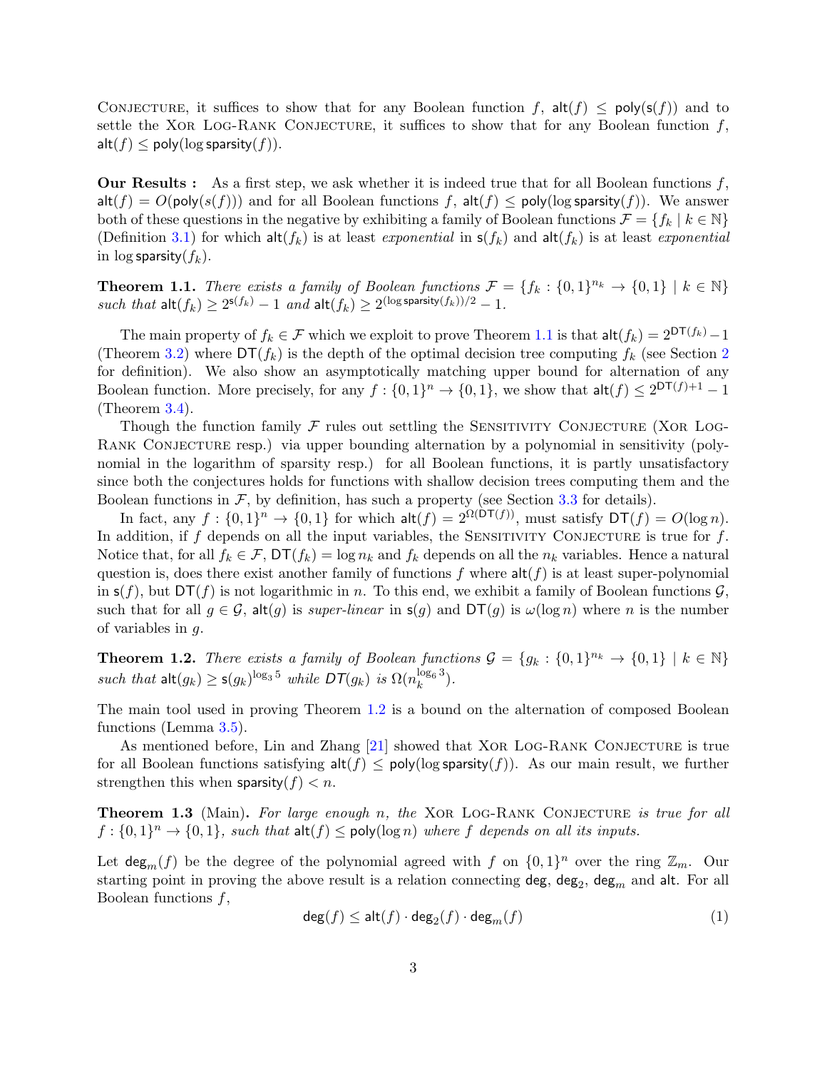Conjecture, it suffices to show that for any Boolean function $f$, $\mathsf{alt}(f) \leq \mathsf{poly}(\mathsf{s}(f))$ and to settle the Xor Log-Rank Conjecture, it suffices to show that for any Boolean function $f$, $\mathsf{alt}(f) \leq \mathsf{poly}(\log \mathsf{sparsity}(f))$.

**Our Results :** As a first step, we ask whether it is indeed true that for all Boolean functions $f$, $\mathsf{alt}(f) = O(\mathsf{poly}(s(f)))$ and for all Boolean functions $f$, $\mathsf{alt}(f) \leq \mathsf{poly}(\log \mathsf{sparsity}(f))$. We answer both of these questions in the negative by exhibiting a family of Boolean functions $\mathcal{F} = \{f_k \mid k \in \mathbb{N}\}$ (Definition 3.1) for which $\mathsf{alt}(f_k)$ is at least *exponential* in $\mathsf{s}(f_k)$ and $\mathsf{alt}(f_k)$ is at least *exponential* in $\log \mathsf{sparsity}(f_k)$.

**Theorem 1.1.** *There exists a family of Boolean functions $\mathcal{F} = \{f_k : \{0,1\}^{n_k} \to \{0,1\} \mid k \in \mathbb{N}\}$ such that $\mathsf{alt}(f_k) \geq 2^{\mathsf{s}(f_k)} - 1$ and $\mathsf{alt}(f_k) \geq 2^{(\log \mathsf{sparsity}(f_k))/2} - 1$.*

The main property of $f_k \in \mathcal{F}$ which we exploit to prove Theorem 1.1 is that $\mathsf{alt}(f_k) = 2^{\mathsf{DT}(f_k)} - 1$ (Theorem 3.2) where $\mathsf{DT}(f_k)$ is the depth of the optimal decision tree computing $f_k$ (see Section 2 for definition). We also show an asymptotically matching upper bound for alternation of any Boolean function. More precisely, for any $f : \{0,1\}^n \to \{0,1\}$, we show that $\mathsf{alt}(f) \leq 2^{\mathsf{DT}(f)+1} - 1$ (Theorem 3.4).

Though the function family $\mathcal{F}$ rules out settling the Sensitivity Conjecture (Xor Log-Rank Conjecture resp.) via upper bounding alternation by a polynomial in sensitivity (polynomial in the logarithm of sparsity resp.) for all Boolean functions, it is partly unsatisfactory since both the conjectures holds for functions with shallow decision trees computing them and the Boolean functions in $\mathcal{F}$, by definition, has such a property (see Section 3.3 for details).

In fact, any $f : \{0,1\}^n \to \{0,1\}$ for which $\mathsf{alt}(f) = 2^{\Omega(\mathsf{DT}(f))}$, must satisfy $\mathsf{DT}(f) = O(\log n)$. In addition, if $f$ depends on all the input variables, the Sensitivity Conjecture is true for $f$. Notice that, for all $f_k \in \mathcal{F}$, $\mathsf{DT}(f_k) = \log n_k$ and $f_k$ depends on all the $n_k$ variables. Hence a natural question is, does there exist another family of functions $f$ where $\mathsf{alt}(f)$ is at least super-polynomial in $\mathsf{s}(f)$, but $\mathsf{DT}(f)$ is not logarithmic in $n$. To this end, we exhibit a family of Boolean functions $\mathcal{G}$, such that for all $g \in \mathcal{G}$, $\mathsf{alt}(g)$ is *super-linear* in $\mathsf{s}(g)$ and $\mathsf{DT}(g)$ is $\omega(\log n)$ where $n$ is the number of variables in $g$.

**Theorem 1.2.** *There exists a family of Boolean functions $\mathcal{G} = \{g_k : \{0,1\}^{n_k} \to \{0,1\} \mid k \in \mathbb{N}\}$ such that $\mathsf{alt}(g_k) \geq \mathsf{s}(g_k)^{\log_3 5}$ while $DT(g_k)$ is $\Omega(n_k^{\log_6 3})$.*

The main tool used in proving Theorem 1.2 is a bound on the alternation of composed Boolean functions (Lemma 3.5).

As mentioned before, Lin and Zhang [21] showed that Xor Log-Rank Conjecture is true for all Boolean functions satisfying $\mathsf{alt}(f) \leq \mathsf{poly}(\log \mathsf{sparsity}(f))$. As our main result, we further strengthen this when $\mathsf{sparsity}(f) < n$.

**Theorem 1.3** (Main)**.** *For large enough $n$, the* Xor Log-Rank Conjecture *is true for all $f : \{0,1\}^n \to \{0,1\}$, such that $\mathsf{alt}(f) \leq \mathsf{poly}(\log n)$ where $f$ depends on all its inputs.*

Let $\mathsf{deg}_m(f)$ be the degree of the polynomial agreed with $f$ on $\{0,1\}^n$ over the ring $\mathbb{Z}_m$. Our starting point in proving the above result is a relation connecting $\mathsf{deg}$, $\mathsf{deg}_2$, $\mathsf{deg}_m$ and $\mathsf{alt}$. For all Boolean functions $f$,

$$\mathsf{deg}(f) \leq \mathsf{alt}(f) \cdot \mathsf{deg}_2(f) \cdot \mathsf{deg}_m(f) \tag{1}$$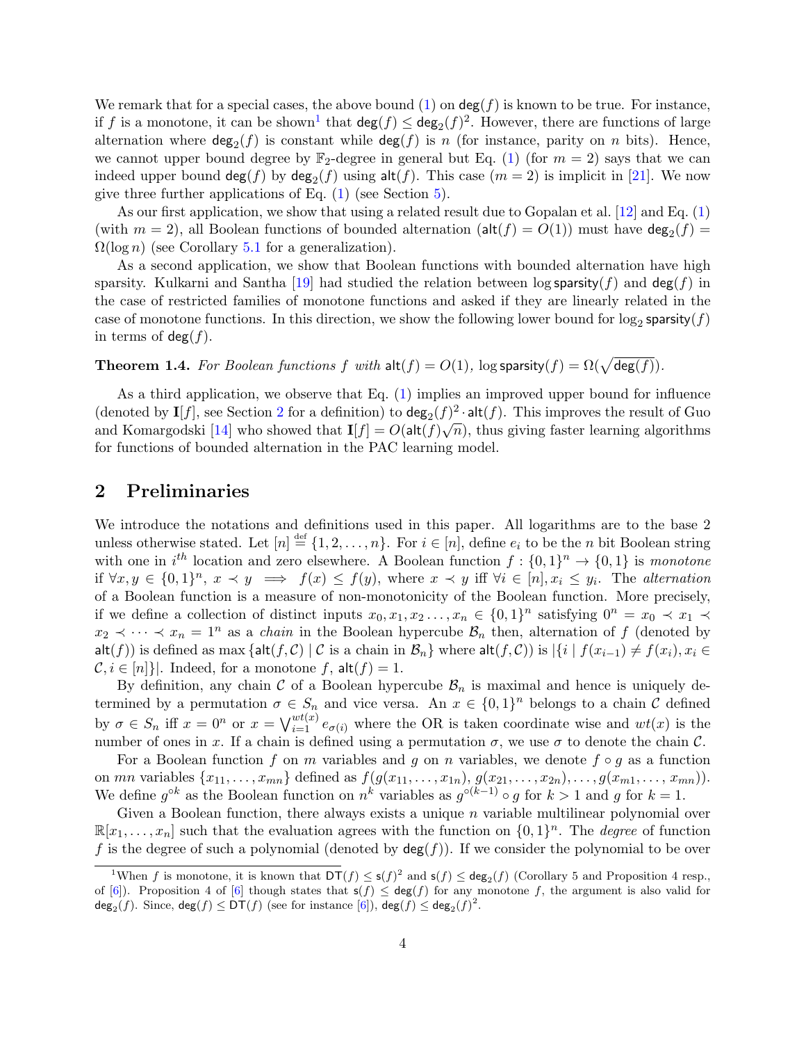We remark that for a special cases, the above bound (1) on $\mathsf{deg}(f)$ is known to be true. For instance, if $f$ is a monotone, it can be shown[1] that $\mathsf{deg}(f) \leq \mathsf{deg}_2(f)^2$. However, there are functions of large alternation where $\mathsf{deg}_2(f)$ is constant while $\mathsf{deg}(f)$ is $n$ (for instance, parity on $n$ bits). Hence, we cannot upper bound degree by $\mathbb{F}_2$-degree in general but Eq. (1) (for $m = 2$) says that we can indeed upper bound $\mathsf{deg}(f)$ by $\mathsf{deg}_2(f)$ using $\mathsf{alt}(f)$. This case ($m = 2$) is implicit in [21]. We now give three further applications of Eq. (1) (see Section 5).

As our first application, we show that using a related result due to Gopalan et al. [12] and Eq. (1) (with $m = 2$), all Boolean functions of bounded alternation ($\mathsf{alt}(f) = O(1)$) must have $\mathsf{deg}_2(f) = \Omega(\log n)$ (see Corollary 5.1 for a generalization).

As a second application, we show that Boolean functions with bounded alternation have high sparsity. Kulkarni and Santha [19] had studied the relation between $\log \mathsf{sparsity}(f)$ and $\mathsf{deg}(f)$ in the case of restricted families of monotone functions and asked if they are linearly related in the case of monotone functions. In this direction, we show the following lower bound for $\log_2 \mathsf{sparsity}(f)$ in terms of $\mathsf{deg}(f)$.

**Theorem 1.4.** *For Boolean functions $f$ with $\mathsf{alt}(f) = O(1)$, $\log \mathsf{sparsity}(f) = \Omega(\sqrt{\mathsf{deg}(f)})$.*

As a third application, we observe that Eq. (1) implies an improved upper bound for influence (denoted by $\mathbf{I}[f]$, see Section 2 for a definition) to $\mathsf{deg}_2(f)^2 \cdot \mathsf{alt}(f)$. This improves the result of Guo and Komargodski [14] who showed that $\mathbf{I}[f] = O(\mathsf{alt}(f)\sqrt{n})$, thus giving faster learning algorithms for functions of bounded alternation in the PAC learning model.

## 2 Preliminaries

We introduce the notations and definitions used in this paper. All logarithms are to the base 2 unless otherwise stated. Let $[n] \stackrel{\text{def}}{=} \{1, 2, \ldots, n\}$. For $i \in [n]$, define $e_i$ to be the $n$ bit Boolean string with one in $i^{th}$ location and zero elsewhere. A Boolean function $f : \{0,1\}^n \to \{0,1\}$ is *monotone* if $\forall x, y \in \{0,1\}^n$, $x \prec y \implies f(x) \leq f(y)$, where $x \prec y$ iff $\forall i \in [n], x_i \leq y_i$. The *alternation* of a Boolean function is a measure of non-monotonicity of the Boolean function. More precisely, if we define a collection of distinct inputs $x_0, x_1, x_2 \ldots, x_n \in \{0,1\}^n$ satisfying $0^n = x_0 \prec x_1 \prec x_2 \prec \cdots \prec x_n = 1^n$ as a *chain* in the Boolean hypercube $\mathcal{B}_n$ then, alternation of $f$ (denoted by $\mathsf{alt}(f)$) is defined as $\max\{\mathsf{alt}(f, \mathcal{C}) \mid \mathcal{C} \text{ is a chain in } \mathcal{B}_n\}$ where $\mathsf{alt}(f, \mathcal{C})$ is $|\{i \mid f(x_{i-1}) \neq f(x_i), x_i \in \mathcal{C}, i \in [n]\}|$. Indeed, for a monotone $f$, $\mathsf{alt}(f) = 1$.

By definition, any chain $\mathcal{C}$ of a Boolean hypercube $\mathcal{B}_n$ is maximal and hence is uniquely determined by a permutation $\sigma \in S_n$ and vice versa. An $x \in \{0,1\}^n$ belongs to a chain $\mathcal{C}$ defined by $\sigma \in S_n$ iff $x = 0^n$ or $x = \bigvee_{i=1}^{wt(x)} e_{\sigma(i)}$ where the OR is taken coordinate wise and $wt(x)$ is the number of ones in $x$. If a chain is defined using a permutation $\sigma$, we use $\sigma$ to denote the chain $\mathcal{C}$.

For a Boolean function $f$ on $m$ variables and $g$ on $n$ variables, we denote $f \circ g$ as a function on $mn$ variables $\{x_{11}, \ldots, x_{mn}\}$ defined as $f(g(x_{11}, \ldots, x_{1n}), g(x_{21}, \ldots, x_{2n}), \ldots, g(x_{m1}, \ldots, x_{mn}))$. We define $g^{\circ k}$ as the Boolean function on $n^k$ variables as $g^{\circ(k-1)} \circ g$ for $k > 1$ and $g$ for $k = 1$.

Given a Boolean function, there always exists a unique $n$ variable multilinear polynomial over $\mathbb{R}[x_1, \ldots, x_n]$ such that the evaluation agrees with the function on $\{0,1\}^n$. The *degree* of function $f$ is the degree of such a polynomial (denoted by $\mathsf{deg}(f)$). If we consider the polynomial to be over

[1] When $f$ is monotone, it is known that $\mathsf{DT}(f) \leq \mathsf{s}(f)^2$ and $\mathsf{s}(f) \leq \mathsf{deg}_2(f)$ (Corollary 5 and Proposition 4 resp., of [6]). Proposition 4 of [6] though states that $\mathsf{s}(f) \leq \mathsf{deg}(f)$ for any monotone $f$, the argument is also valid for $\mathsf{deg}_2(f)$. Since, $\mathsf{deg}(f) \leq \mathsf{DT}(f)$ (see for instance [6]), $\mathsf{deg}(f) \leq \mathsf{deg}_2(f)^2$.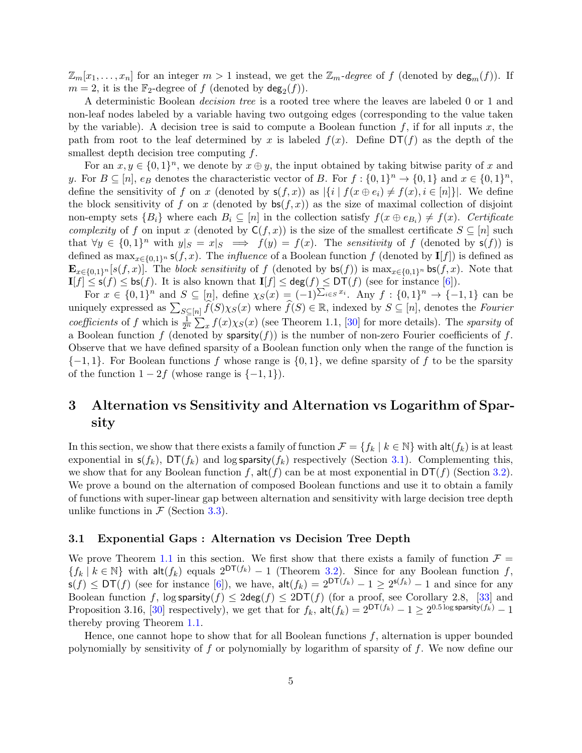$\mathbb{Z}_m[x_1, \ldots, x_n]$ for an integer $m > 1$ instead, we get the $\mathbb{Z}_m$-*degree* of $f$ (denoted by $\mathsf{deg}_m(f)$). If $m = 2$, it is the $\mathbb{F}_2$-degree of $f$ (denoted by $\mathsf{deg}_2(f)$).

A deterministic Boolean *decision tree* is a rooted tree where the leaves are labeled 0 or 1 and non-leaf nodes labeled by a variable having two outgoing edges (corresponding to the value taken by the variable). A decision tree is said to compute a Boolean function $f$, if for all inputs $x$, the path from root to the leaf determined by $x$ is labeled $f(x)$. Define $\mathsf{DT}(f)$ as the depth of the smallest depth decision tree computing $f$.

For an $x, y \in \{0,1\}^n$, we denote by $x \oplus y$, the input obtained by taking bitwise parity of $x$ and $y$. For $B \subseteq [n]$, $e_B$ denotes the characteristic vector of $B$. For $f : \{0,1\}^n \to \{0,1\}$ and $x \in \{0,1\}^n$, define the sensitivity of $f$ on $x$ (denoted by $\mathsf{s}(f,x)$) as $|\{i \mid f(x \oplus e_i) \neq f(x), i \in [n]\}|$. We define the block sensitivity of $f$ on $x$ (denoted by $\mathsf{bs}(f,x)$) as the size of maximal collection of disjoint non-empty sets $\{B_i\}$ where each $B_i \subseteq [n]$ in the collection satisfy $f(x \oplus e_{B_i}) \neq f(x)$. *Certificate complexity* of $f$ on input $x$ (denoted by $\mathsf{C}(f,x)$) is the size of the smallest certificate $S \subseteq [n]$ such that $\forall y \in \{0,1\}^n$ with $y|_S = x|_S \implies f(y) = f(x)$. The *sensitivity* of $f$ (denoted by $\mathsf{s}(f)$) is defined as $\max_{x \in \{0,1\}^n} \mathsf{s}(f,x)$. The *influence* of a Boolean function $f$ (denoted by $\mathbf{I}[f]$) is defined as $\mathbf{E}_{x \in \{0,1\}^n}[s(f,x)]$. The *block sensitivity* of $f$ (denoted by $\mathsf{bs}(f)$) is $\max_{x \in \{0,1\}^n} \mathsf{bs}(f,x)$. Note that $\mathbf{I}[f] \leq \mathsf{s}(f) \leq \mathsf{bs}(f)$. It is also known that $\mathbf{I}[f] \leq \mathsf{deg}(f) \leq \mathsf{DT}(f)$ (see for instance [6]).

For $x \in \{0,1\}^n$ and $S \subseteq [n]$, define $\chi_S(x) = (-1)^{\sum_{i \in S} x_i}$. Any $f : \{0,1\}^n \to \{-1,1\}$ can be uniquely expressed as $\sum_{S \subseteq [n]} \widehat{f}(S)\chi_S(x)$ where $\widehat{f}(S) \in \mathbb{R}$, indexed by $S \subseteq [n]$, denotes the *Fourier coefficients* of $f$ which is $\frac{1}{2^n}\sum_x f(x)\chi_S(x)$ (see Theorem 1.1, [30] for more details). The *sparsity* of a Boolean function $f$ (denoted by $\mathsf{sparsity}(f)$) is the number of non-zero Fourier coefficients of $f$. Observe that we have defined sparsity of a Boolean function only when the range of the function is $\{-1,1\}$. For Boolean functions $f$ whose range is $\{0,1\}$, we define sparsity of $f$ to be the sparsity of the function $1 - 2f$ (whose range is $\{-1,1\}$).

# 3 Alternation vs Sensitivity and Alternation vs Logarithm of Sparsity

In this section, we show that there exists a family of function $\mathcal{F} = \{f_k \mid k \in \mathbb{N}\}$ with $\mathsf{alt}(f_k)$ is at least exponential in $\mathsf{s}(f_k)$, $\mathsf{DT}(f_k)$ and $\log \mathsf{sparsity}(f_k)$ respectively (Section 3.1). Complementing this, we show that for any Boolean function $f$, $\mathsf{alt}(f)$ can be at most exponential in $\mathsf{DT}(f)$ (Section 3.2). We prove a bound on the alternation of composed Boolean functions and use it to obtain a family of functions with super-linear gap between alternation and sensitivity with large decision tree depth unlike functions in $\mathcal{F}$ (Section 3.3).

## 3.1 Exponential Gaps : Alternation vs Decision Tree Depth

We prove Theorem 1.1 in this section. We first show that there exists a family of function $\mathcal{F} = \{f_k \mid k \in \mathbb{N}\}$ with $\mathsf{alt}(f_k)$ equals $2^{\mathsf{DT}(f_k)} - 1$ (Theorem 3.2). Since for any Boolean function $f$, $\mathsf{s}(f) \leq \mathsf{DT}(f)$ (see for instance [6]), we have, $\mathsf{alt}(f_k) = 2^{\mathsf{DT}(f_k)} - 1 \geq 2^{\mathsf{s}(f_k)} - 1$ and since for any Boolean function $f$, $\log \mathsf{sparsity}(f) \leq 2\mathsf{deg}(f) \leq 2\mathsf{DT}(f)$ (for a proof, see Corollary 2.8, [33] and Proposition 3.16, [30] respectively), we get that for $f_k$, $\mathsf{alt}(f_k) = 2^{\mathsf{DT}(f_k)} - 1 \geq 2^{0.5 \log \mathsf{sparsity}(f_k)} - 1$ thereby proving Theorem 1.1.

Hence, one cannot hope to show that for all Boolean functions $f$, alternation is upper bounded polynomially by sensitivity of $f$ or polynomially by logarithm of sparsity of $f$. We now define our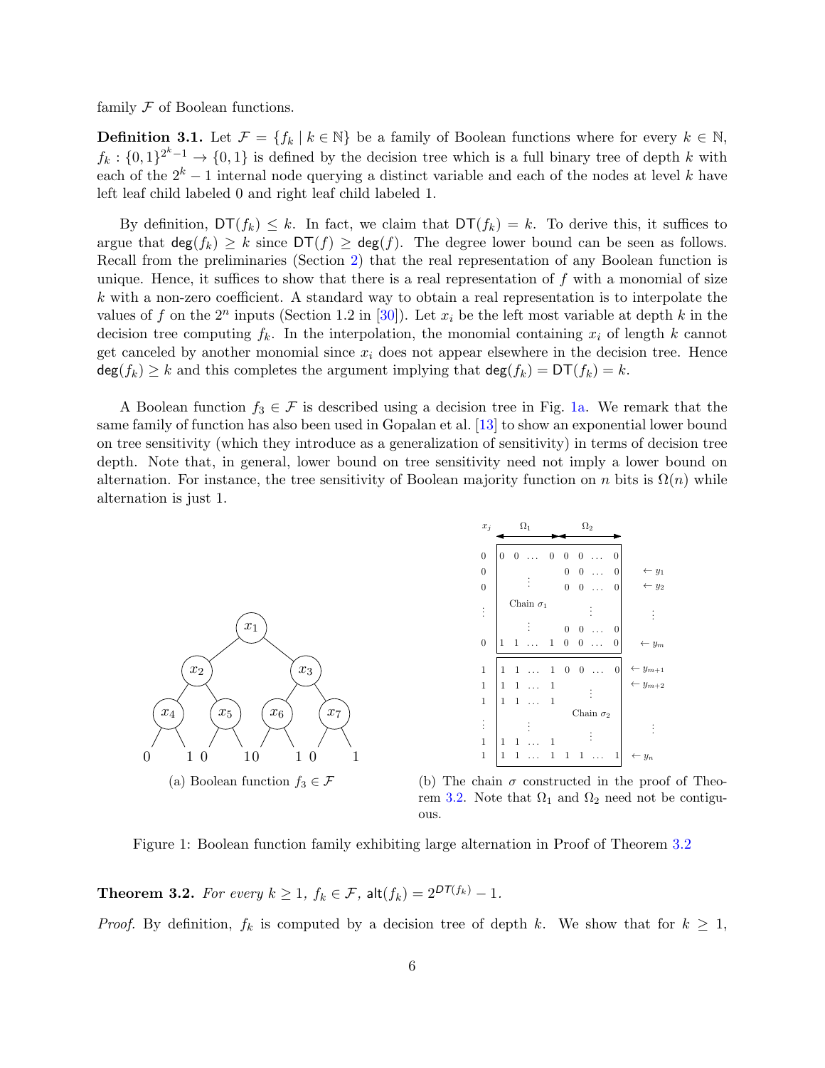family $\mathcal{F}$ of Boolean functions.

**Definition 3.1.** Let $\mathcal{F} = \{f_k \mid k \in \mathbb{N}\}$ be a family of Boolean functions where for every $k \in \mathbb{N}$, $f_k : \{0,1\}^{2^k-1} \to \{0,1\}$ is defined by the decision tree which is a full binary tree of depth $k$ with each of the $2^k - 1$ internal node querying a distinct variable and each of the nodes at level $k$ have left leaf child labeled 0 and right leaf child labeled 1.

By definition, $\mathsf{DT}(f_k) \leq k$. In fact, we claim that $\mathsf{DT}(f_k) = k$. To derive this, it suffices to argue that $\mathsf{deg}(f_k) \geq k$ since $\mathsf{DT}(f) \geq \mathsf{deg}(f)$. The degree lower bound can be seen as follows. Recall from the preliminaries (Section 2) that the real representation of any Boolean function is unique. Hence, it suffices to show that there is a real representation of $f$ with a monomial of size $k$ with a non-zero coefficient. A standard way to obtain a real representation is to interpolate the values of $f$ on the $2^n$ inputs (Section 1.2 in [30]). Let $x_i$ be the left most variable at depth $k$ in the decision tree computing $f_k$. In the interpolation, the monomial containing $x_i$ of length $k$ cannot get canceled by another monomial since $x_i$ does not appear elsewhere in the decision tree. Hence $\mathsf{deg}(f_k) \geq k$ and this completes the argument implying that $\mathsf{deg}(f_k) = \mathsf{DT}(f_k) = k$.

A Boolean function $f_3 \in \mathcal{F}$ is described using a decision tree in Fig. 1a. We remark that the same family of function has also been used in Gopalan et al. [13] to show an exponential lower bound on tree sensitivity (which they introduce as a generalization of sensitivity) in terms of decision tree depth. Note that, in general, lower bound on tree sensitivity need not imply a lower bound on alternation. For instance, the tree sensitivity of Boolean majority function on $n$ bits is $\Omega(n)$ while alternation is just 1.

(a) Boolean function $f_3 \in \mathcal{F}$

(b) The chain $\sigma$ constructed in the proof of Theorem 3.2. Note that $\Omega_1$ and $\Omega_2$ need not be contiguous.

Figure 1: Boolean function family exhibiting large alternation in Proof of Theorem 3.2

**Theorem 3.2.** *For every $k \geq 1$, $f_k \in \mathcal{F}$, $\mathsf{alt}(f_k) = 2^{DT(f_k)} - 1$.*

*Proof.* By definition, $f_k$ is computed by a decision tree of depth $k$. We show that for $k \geq 1$,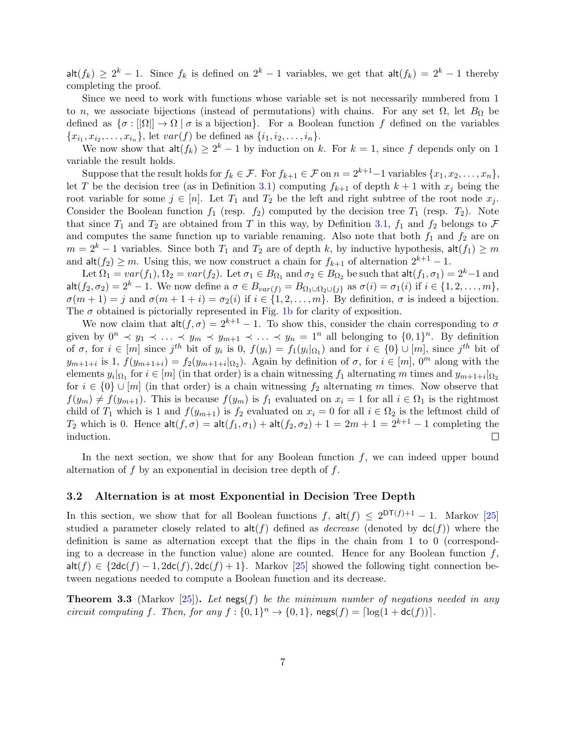$\mathsf{alt}(f_k) \geq 2^k - 1$. Since $f_k$ is defined on $2^k - 1$ variables, we get that $\mathsf{alt}(f_k) = 2^k - 1$ thereby completing the proof.

Since we need to work with functions whose variable set is not necessarily numbered from 1 to $n$, we associate bijections (instead of permutations) with chains. For any set $\Omega$, let $B_\Omega$ be defined as $\{\sigma : [|\Omega|] \to \Omega \mid \sigma \text{ is a bijection}\}$. For a Boolean function $f$ defined on the variables $\{x_{i_1}, x_{i_2}, \ldots, x_{i_n}\}$, let $var(f)$ be defined as $\{i_1, i_2, \ldots, i_n\}$.

We now show that $\mathsf{alt}(f_k) \geq 2^k - 1$ by induction on $k$. For $k = 1$, since $f$ depends only on 1 variable the result holds.

Suppose that the result holds for $f_k \in \mathcal{F}$. For $f_{k+1} \in \mathcal{F}$ on $n = 2^{k+1}-1$ variables $\{x_1, x_2, \ldots, x_n\}$, let $T$ be the decision tree (as in Definition 3.1) computing $f_{k+1}$ of depth $k+1$ with $x_j$ being the root variable for some $j \in [n]$. Let $T_1$ and $T_2$ be the left and right subtree of the root node $x_j$. Consider the Boolean function $f_1$ (resp. $f_2$) computed by the decision tree $T_1$ (resp. $T_2$). Note that since $T_1$ and $T_2$ are obtained from $T$ in this way, by Definition 3.1, $f_1$ and $f_2$ belongs to $\mathcal{F}$ and computes the same function up to variable renaming. Also note that both $f_1$ and $f_2$ are on $m = 2^k - 1$ variables. Since both $T_1$ and $T_2$ are of depth $k$, by inductive hypothesis, $\mathsf{alt}(f_1) \geq m$ and $\mathsf{alt}(f_2) \geq m$. Using this, we now construct a chain for $f_{k+1}$ of alternation $2^{k+1} - 1$.

Let $\Omega_1 = var(f_1)$, $\Omega_2 = var(f_2)$. Let $\sigma_1 \in B_{\Omega_1}$ and $\sigma_2 \in B_{\Omega_2}$ be such that $\mathsf{alt}(f_1, \sigma_1) = 2^k - 1$ and $\mathsf{alt}(f_2, \sigma_2) = 2^k - 1$. We now define a $\sigma \in B_{var(f)} = B_{\Omega_1 \cup \Omega_2 \cup \{j\}}$ as $\sigma(i) = \sigma_1(i)$ if $i \in \{1, 2, \ldots, m\}$, $\sigma(m+1) = j$ and $\sigma(m+1+i) = \sigma_2(i)$ if $i \in \{1, 2, \ldots, m\}$. By definition, $\sigma$ is indeed a bijection. The $\sigma$ obtained is pictorially represented in Fig. 1b for clarity of exposition.

We now claim that $\mathsf{alt}(f, \sigma) = 2^{k+1} - 1$. To show this, consider the chain corresponding to $\sigma$ given by $0^n \prec y_1 \prec \ldots \prec y_m \prec y_{m+1} \prec \ldots \prec y_n = 1^n$ all belonging to $\{0,1\}^n$. By definition of $\sigma$, for $i \in [m]$ since $j^{th}$ bit of $y_i$ is 0, $f(y_i) = f_1(y_i|_{\Omega_1})$ and for $i \in \{0\} \cup [m]$, since $j^{th}$ bit of $y_{m+1+i}$ is 1, $f(y_{m+1+i}) = f_2(y_{m+1+i}|_{\Omega_2})$. Again by definition of $\sigma$, for $i \in [m]$, $0^m$ along with the elements $y_i|_{\Omega_1}$ for $i \in [m]$ (in that order) is a chain witnessing $f_1$ alternating $m$ times and $y_{m+1+i}|_{\Omega_2}$ for $i \in \{0\} \cup [m]$ (in that order) is a chain witnessing $f_2$ alternating $m$ times. Now observe that $f(y_m) \neq f(y_{m+1})$. This is because $f(y_m)$ is $f_1$ evaluated on $x_i = 1$ for all $i \in \Omega_1$ is the rightmost child of $T_1$ which is 1 and $f(y_{m+1})$ is $f_2$ evaluated on $x_i = 0$ for all $i \in \Omega_2$ is the leftmost child of $T_2$ which is 0. Hence $\mathsf{alt}(f, \sigma) = \mathsf{alt}(f_1, \sigma_1) + \mathsf{alt}(f_2, \sigma_2) + 1 = 2m + 1 = 2^{k+1} - 1$ completing the induction. ∎

In the next section, we show that for any Boolean function $f$, we can indeed upper bound alternation of $f$ by an exponential in decision tree depth of $f$.

## 3.2 Alternation is at most Exponential in Decision Tree Depth

In this section, we show that for all Boolean functions $f$, $\mathsf{alt}(f) \leq 2^{\mathsf{DT}(f)+1} - 1$. Markov [25] studied a parameter closely related to $\mathsf{alt}(f)$ defined as *decrease* (denoted by $\mathsf{dc}(f)$) where the definition is same as alternation except that the flips in the chain from 1 to 0 (corresponding to a decrease in the function value) alone are counted. Hence for any Boolean function $f$, $\mathsf{alt}(f) \in \{2\mathsf{dc}(f) - 1, 2\mathsf{dc}(f), 2\mathsf{dc}(f) + 1\}$. Markov [25] showed the following tight connection between negations needed to compute a Boolean function and its decrease.

**Theorem 3.3** (Markov [25]). *Let $\mathsf{negs}(f)$ be the minimum number of negations needed in any circuit computing $f$. Then, for any $f : \{0,1\}^n \to \{0,1\}$, $\mathsf{negs}(f) = \lceil \log(1 + \mathsf{dc}(f)) \rceil$.*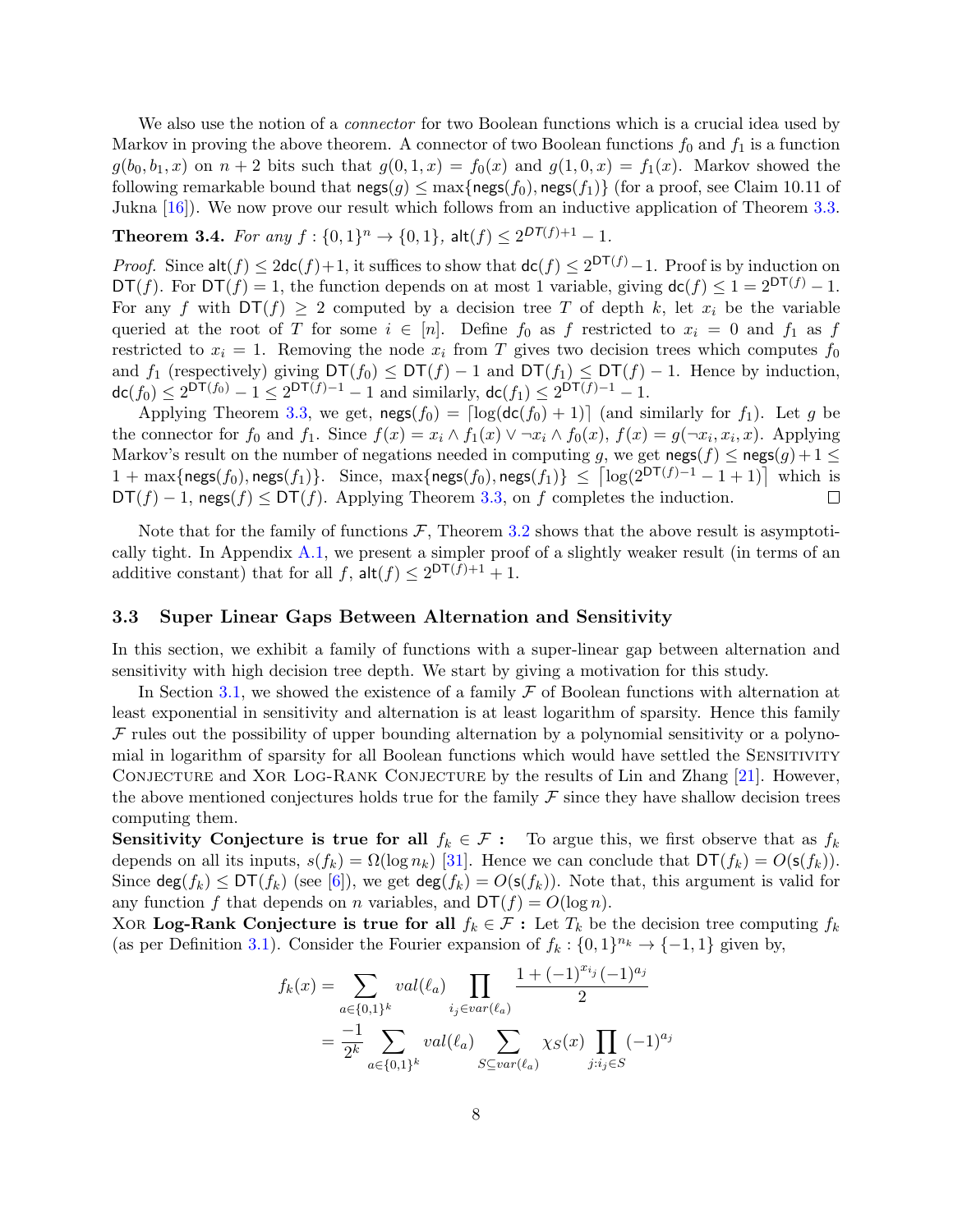We also use the notion of a *connector* for two Boolean functions which is a crucial idea used by Markov in proving the above theorem. A connector of two Boolean functions $f_0$ and $f_1$ is a function $g(b_0, b_1, x)$ on $n+2$ bits such that $g(0,1,x) = f_0(x)$ and $g(1,0,x) = f_1(x)$. Markov showed the following remarkable bound that $\mathsf{negs}(g) \leq \max\{\mathsf{negs}(f_0), \mathsf{negs}(f_1)\}$ (for a proof, see Claim 10.11 of Jukna [16]). We now prove our result which follows from an inductive application of Theorem 3.3.

**Theorem 3.4.** *For any $f : \{0,1\}^n \to \{0,1\}$, $\mathsf{alt}(f) \leq 2^{\mathsf{DT}(f)+1} - 1$.*

*Proof.* Since $\mathsf{alt}(f) \leq 2\mathsf{dc}(f)+1$, it suffices to show that $\mathsf{dc}(f) \leq 2^{\mathsf{DT}(f)} - 1$. Proof is by induction on $\mathsf{DT}(f)$. For $\mathsf{DT}(f) = 1$, the function depends on at most 1 variable, giving $\mathsf{dc}(f) \leq 1 = 2^{\mathsf{DT}(f)} - 1$. For any $f$ with $\mathsf{DT}(f) \geq 2$ computed by a decision tree $T$ of depth $k$, let $x_i$ be the variable queried at the root of $T$ for some $i \in [n]$. Define $f_0$ as $f$ restricted to $x_i = 0$ and $f_1$ as $f$ restricted to $x_i = 1$. Removing the node $x_i$ from $T$ gives two decision trees which computes $f_0$ and $f_1$ (respectively) giving $\mathsf{DT}(f_0) \leq \mathsf{DT}(f) - 1$ and $\mathsf{DT}(f_1) \leq \mathsf{DT}(f) - 1$. Hence by induction, $\mathsf{dc}(f_0) \leq 2^{\mathsf{DT}(f_0)} - 1 \leq 2^{\mathsf{DT}(f)-1} - 1$ and similarly, $\mathsf{dc}(f_1) \leq 2^{\mathsf{DT}(f)-1} - 1$.

Applying Theorem 3.3, we get, $\mathsf{negs}(f_0) = \lceil \log(\mathsf{dc}(f_0) + 1) \rceil$ (and similarly for $f_1$). Let $g$ be the connector for $f_0$ and $f_1$. Since $f(x) = x_i \wedge f_1(x) \vee \neg x_i \wedge f_0(x)$, $f(x) = g(\neg x_i, x_i, x)$. Applying Markov's result on the number of negations needed in computing $g$, we get $\mathsf{negs}(f) \leq \mathsf{negs}(g) + 1 \leq 1 + \max\{\mathsf{negs}(f_0), \mathsf{negs}(f_1)\}$. Since, $\max\{\mathsf{negs}(f_0), \mathsf{negs}(f_1)\} \leq \lceil \log(2^{\mathsf{DT}(f)-1} - 1 + 1) \rceil$ which is $\mathsf{DT}(f) - 1$, $\mathsf{negs}(f) \leq \mathsf{DT}(f)$. Applying Theorem 3.3, on $f$ completes the induction. $\square$

Note that for the family of functions $\mathcal{F}$, Theorem 3.2 shows that the above result is asymptotically tight. In Appendix A.1, we present a simpler proof of a slightly weaker result (in terms of an additive constant) that for all $f$, $\mathsf{alt}(f) \leq 2^{\mathsf{DT}(f)+1} + 1$.

### 3.3 Super Linear Gaps Between Alternation and Sensitivity

In this section, we exhibit a family of functions with a super-linear gap between alternation and sensitivity with high decision tree depth. We start by giving a motivation for this study.

In Section 3.1, we showed the existence of a family $\mathcal{F}$ of Boolean functions with alternation at least exponential in sensitivity and alternation is at least logarithm of sparsity. Hence this family $\mathcal{F}$ rules out the possibility of upper bounding alternation by a polynomial sensitivity or a polynomial in logarithm of sparsity for all Boolean functions which would have settled the Sensitivity Conjecture and Xor Log-Rank Conjecture by the results of Lin and Zhang [21]. However, the above mentioned conjectures holds true for the family $\mathcal{F}$ since they have shallow decision trees computing them.

**Sensitivity Conjecture is true for all $f_k \in \mathcal{F}$ :** To argue this, we first observe that as $f_k$ depends on all its inputs, $s(f_k) = \Omega(\log n_k)$ [31]. Hence we can conclude that $\mathsf{DT}(f_k) = O(\mathsf{s}(f_k))$. Since $\deg(f_k) \leq \mathsf{DT}(f_k)$ (see [6]), we get $\deg(f_k) = O(\mathsf{s}(f_k))$. Note that, this argument is valid for any function $f$ that depends on $n$ variables, and $\mathsf{DT}(f) = O(\log n)$.

**Xor Log-Rank Conjecture is true for all $f_k \in \mathcal{F}$ :** Let $T_k$ be the decision tree computing $f_k$ (as per Definition 3.1). Consider the Fourier expansion of $f_k : \{0,1\}^{n_k} \to \{-1,1\}$ given by,

$$
\begin{aligned}
f_k(x) &= \sum_{a \in \{0,1\}^k} val(\ell_a) \prod_{i_j \in var(\ell_a)} \frac{1 + (-1)^{x_{i_j}}(-1)^{a_j}}{2} \\
&= \frac{-1}{2^k} \sum_{a \in \{0,1\}^k} val(\ell_a) \sum_{S \subseteq var(\ell_a)} \chi_S(x) \prod_{j : i_j \in S} (-1)^{a_j}
\end{aligned}
$$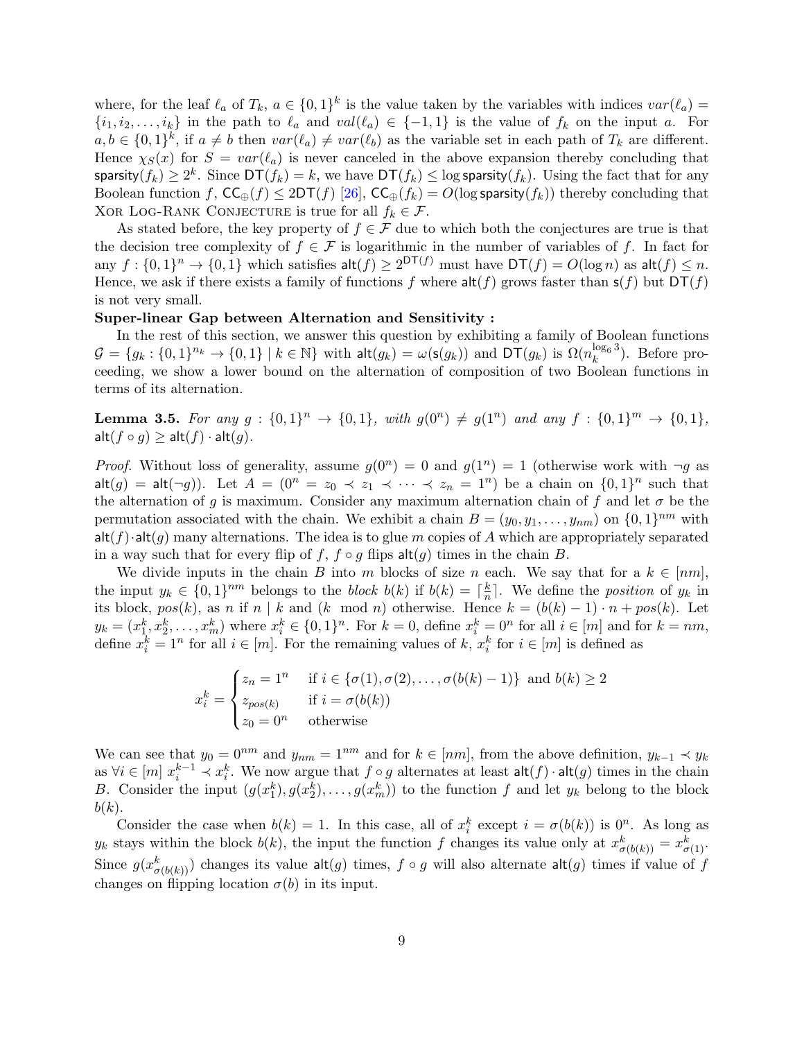where, for the leaf $\ell_a$ of $T_k$, $a \in \{0,1\}^k$ is the value taken by the variables with indices $var(\ell_a) = \{i_1, i_2, \ldots, i_k\}$ in the path to $\ell_a$ and $val(\ell_a) \in \{-1, 1\}$ is the value of $f_k$ on the input $a$. For $a, b \in \{0,1\}^k$, if $a \neq b$ then $var(\ell_a) \neq var(\ell_b)$ as the variable set in each path of $T_k$ are different. Hence $\chi_S(x)$ for $S = var(\ell_a)$ is never canceled in the above expansion thereby concluding that $\mathsf{sparsity}(f_k) \geq 2^k$. Since $\mathsf{DT}(f_k) = k$, we have $\mathsf{DT}(f_k) \leq \log \mathsf{sparsity}(f_k)$. Using the fact that for any Boolean function $f$, $\mathsf{CC}_{\oplus}(f) \leq 2\mathsf{DT}(f)$ [26], $\mathsf{CC}_{\oplus}(f_k) = O(\log \mathsf{sparsity}(f_k))$ thereby concluding that Xor Log-Rank Conjecture is true for all $f_k \in \mathcal{F}$.

As stated before, the key property of $f \in \mathcal{F}$ due to which both the conjectures are true is that the decision tree complexity of $f \in \mathcal{F}$ is logarithmic in the number of variables of $f$. In fact for any $f : \{0,1\}^n \to \{0,1\}$ which satisfies $\mathsf{alt}(f) \geq 2^{\mathsf{DT}(f)}$ must have $\mathsf{DT}(f) = O(\log n)$ as $\mathsf{alt}(f) \leq n$. Hence, we ask if there exists a family of functions $f$ where $\mathsf{alt}(f)$ grows faster than $\mathsf{s}(f)$ but $\mathsf{DT}(f)$ is not very small.

**Super-linear Gap between Alternation and Sensitivity :**

In the rest of this section, we answer this question by exhibiting a family of Boolean functions $\mathcal{G} = \{g_k : \{0,1\}^{n_k} \to \{0,1\} \mid k \in \mathbb{N}\}$ with $\mathsf{alt}(g_k) = \omega(\mathsf{s}(g_k))$ and $\mathsf{DT}(g_k)$ is $\Omega(n_k^{\log_6 3})$. Before proceeding, we show a lower bound on the alternation of composition of two Boolean functions in terms of its alternation.

**Lemma 3.5.** *For any $g : \{0,1\}^n \to \{0,1\}$, with $g(0^n) \neq g(1^n)$ and any $f : \{0,1\}^m \to \{0,1\}$, $\mathsf{alt}(f \circ g) \geq \mathsf{alt}(f) \cdot \mathsf{alt}(g)$.*

*Proof.* Without loss of generality, assume $g(0^n) = 0$ and $g(1^n) = 1$ (otherwise work with $\neg g$ as $\mathsf{alt}(g) = \mathsf{alt}(\neg g)$). Let $A = (0^n = z_0 \prec z_1 \prec \cdots \prec z_n = 1^n)$ be a chain on $\{0,1\}^n$ such that the alternation of $g$ is maximum. Consider any maximum alternation chain of $f$ and let $\sigma$ be the permutation associated with the chain. We exhibit a chain $B = (y_0, y_1, \ldots, y_{nm})$ on $\{0,1\}^{nm}$ with $\mathsf{alt}(f) \cdot \mathsf{alt}(g)$ many alternations. The idea is to glue $m$ copies of $A$ which are appropriately separated in a way such that for every flip of $f$, $f \circ g$ flips $\mathsf{alt}(g)$ times in the chain $B$.

We divide inputs in the chain $B$ into $m$ blocks of size $n$ each. We say that for a $k \in [nm]$, the input $y_k \in \{0,1\}^{nm}$ belongs to the *block* $b(k)$ if $b(k) = \lceil \frac{k}{n} \rceil$. We define the *position* of $y_k$ in its block, $pos(k)$, as $n$ if $n \mid k$ and ($k \mod n$) otherwise. Hence $k = (b(k) - 1) \cdot n + pos(k)$. Let $y_k = (x_1^k, x_2^k, \ldots, x_m^k)$ where $x_i^k \in \{0,1\}^n$. For $k = 0$, define $x_i^k = 0^n$ for all $i \in [m]$ and for $k = nm$, define $x_i^k = 1^n$ for all $i \in [m]$. For the remaining values of $k$, $x_i^k$ for $i \in [m]$ is defined as

$$x_i^k = \begin{cases} z_n = 1^n & \text{if } i \in \{\sigma(1), \sigma(2), \ldots, \sigma(b(k)-1)\} \text{ and } b(k) \geq 2 \\ z_{pos(k)} & \text{if } i = \sigma(b(k)) \\ z_0 = 0^n & \text{otherwise} \end{cases}$$

We can see that $y_0 = 0^{nm}$ and $y_{nm} = 1^{nm}$ and for $k \in [nm]$, from the above definition, $y_{k-1} \prec y_k$ as $\forall i \in [m]\ x_i^{k-1} \prec x_i^k$. We now argue that $f \circ g$ alternates at least $\mathsf{alt}(f) \cdot \mathsf{alt}(g)$ times in the chain $B$. Consider the input $(g(x_1^k), g(x_2^k), \ldots, g(x_m^k))$ to the function $f$ and let $y_k$ belong to the block $b(k)$.

Consider the case when $b(k) = 1$. In this case, all of $x_i^k$ except $i = \sigma(b(k))$ is $0^n$. As long as $y_k$ stays within the block $b(k)$, the input the function $f$ changes its value only at $x_{\sigma(b(k))}^k = x_{\sigma(1)}^k$. Since $g(x_{\sigma(b(k))}^k)$ changes its value $\mathsf{alt}(g)$ times, $f \circ g$ will also alternate $\mathsf{alt}(g)$ times if value of $f$ changes on flipping location $\sigma(b)$ in its input.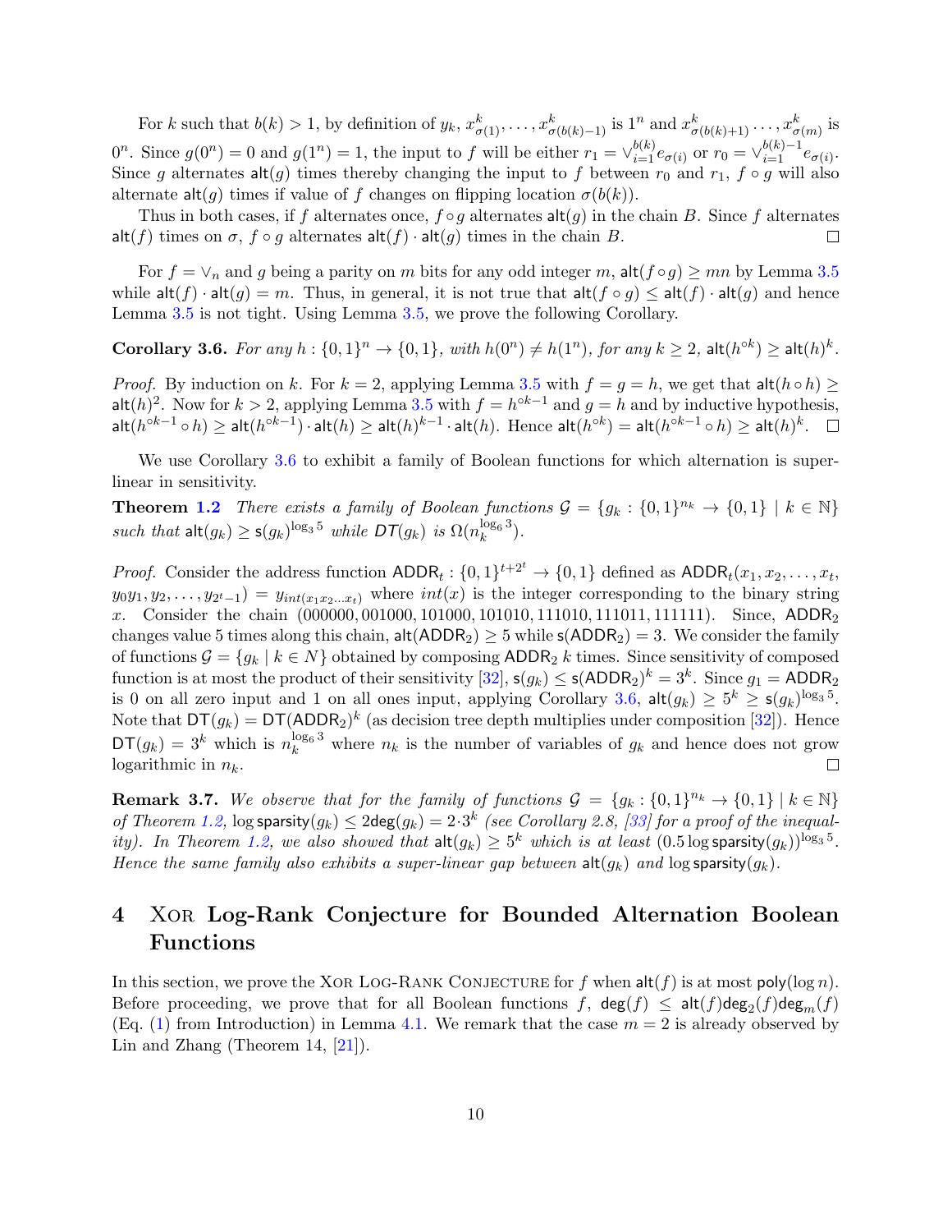For $k$ such that $b(k) > 1$, by definition of $y_k$, $x^k_{\sigma(1)}, \ldots, x^k_{\sigma(b(k)-1)}$ is $1^n$ and $x^k_{\sigma(b(k)+1)} \ldots, x^k_{\sigma(m)}$ is $0^n$. Since $g(0^n) = 0$ and $g(1^n) = 1$, the input to $f$ will be either $r_1 = \vee_{i=1}^{b(k)} e_{\sigma(i)}$ or $r_0 = \vee_{i=1}^{b(k)-1} e_{\sigma(i)}$. Since $g$ alternates $\mathsf{alt}(g)$ times thereby changing the input to $f$ between $r_0$ and $r_1$, $f \circ g$ will also alternate $\mathsf{alt}(g)$ times if value of $f$ changes on flipping location $\sigma(b(k))$.

Thus in both cases, if $f$ alternates once, $f \circ g$ alternates $\mathsf{alt}(g)$ in the chain $B$. Since $f$ alternates $\mathsf{alt}(f)$ times on $\sigma$, $f \circ g$ alternates $\mathsf{alt}(f) \cdot \mathsf{alt}(g)$ times in the chain $B$. ◻

For $f = \vee_n$ and $g$ being a parity on $m$ bits for any odd integer $m$, $\mathsf{alt}(f \circ g) \geq mn$ by Lemma 3.5 while $\mathsf{alt}(f) \cdot \mathsf{alt}(g) = m$. Thus, in general, it is not true that $\mathsf{alt}(f \circ g) \leq \mathsf{alt}(f) \cdot \mathsf{alt}(g)$ and hence Lemma 3.5 is not tight. Using Lemma 3.5, we prove the following Corollary.

**Corollary 3.6.** *For any $h : \{0,1\}^n \to \{0,1\}$, with $h(0^n) \neq h(1^n)$, for any $k \geq 2$, $\mathsf{alt}(h^{\circ k}) \geq \mathsf{alt}(h)^k$.*

*Proof.* By induction on $k$. For $k = 2$, applying Lemma 3.5 with $f = g = h$, we get that $\mathsf{alt}(h \circ h) \geq \mathsf{alt}(h)^2$. Now for $k > 2$, applying Lemma 3.5 with $f = h^{\circ k-1}$ and $g = h$ and by inductive hypothesis, $\mathsf{alt}(h^{\circ k-1} \circ h) \geq \mathsf{alt}(h^{\circ k-1}) \cdot \mathsf{alt}(h) \geq \mathsf{alt}(h)^{k-1} \cdot \mathsf{alt}(h)$. Hence $\mathsf{alt}(h^{\circ k}) = \mathsf{alt}(h^{\circ k-1} \circ h) \geq \mathsf{alt}(h)^k$. ◻

We use Corollary 3.6 to exhibit a family of Boolean functions for which alternation is super-linear in sensitivity.

**Theorem 1.2** *There exists a family of Boolean functions $\mathcal{G} = \{g_k : \{0,1\}^{n_k} \to \{0,1\} \mid k \in \mathbb{N}\}$ such that $\mathsf{alt}(g_k) \geq \mathsf{s}(g_k)^{\log_3 5}$ while $DT(g_k)$ is $\Omega(n_k^{\log_6 3})$.*

*Proof.* Consider the address function $\mathsf{ADDR}_t : \{0,1\}^{t+2^t} \to \{0,1\}$ defined as $\mathsf{ADDR}_t(x_1, x_2, \ldots, x_t, y_0 y_1, y_2, \ldots, y_{2^t-1}) = y_{int(x_1 x_2 \ldots x_t)}$ where $int(x)$ is the integer corresponding to the binary string $x$. Consider the chain $(000000, 001000, 101000, 101010, 111010, 111011, 111111)$. Since, $\mathsf{ADDR}_2$ changes value 5 times along this chain, $\mathsf{alt}(\mathsf{ADDR}_2) \geq 5$ while $\mathsf{s}(\mathsf{ADDR}_2) = 3$. We consider the family of functions $\mathcal{G} = \{g_k \mid k \in N\}$ obtained by composing $\mathsf{ADDR}_2$ $k$ times. Since sensitivity of composed function is at most the product of their sensitivity [32], $\mathsf{s}(g_k) \leq \mathsf{s}(\mathsf{ADDR}_2)^k = 3^k$. Since $g_1 = \mathsf{ADDR}_2$ is 0 on all zero input and 1 on all ones input, applying Corollary 3.6, $\mathsf{alt}(g_k) \geq 5^k \geq \mathsf{s}(g_k)^{\log_3 5}$. Note that $\mathsf{DT}(g_k) = \mathsf{DT}(\mathsf{ADDR}_2)^k$ (as decision tree depth multiplies under composition [32]). Hence $\mathsf{DT}(g_k) = 3^k$ which is $n_k^{\log_6 3}$ where $n_k$ is the number of variables of $g_k$ and hence does not grow logarithmic in $n_k$. ◻

**Remark 3.7.** *We observe that for the family of functions $\mathcal{G} = \{g_k : \{0,1\}^{n_k} \to \{0,1\} \mid k \in \mathbb{N}\}$ of Theorem 1.2, $\log \mathsf{sparsity}(g_k) \leq 2\mathsf{deg}(g_k) = 2 \cdot 3^k$ (see Corollary 2.8, [33] for a proof of the inequality). In Theorem 1.2, we also showed that $\mathsf{alt}(g_k) \geq 5^k$ which is at least $(0.5 \log \mathsf{sparsity}(g_k))^{\log_3 5}$. Hence the same family also exhibits a super-linear gap between $\mathsf{alt}(g_k)$ and $\log \mathsf{sparsity}(g_k)$.*

# 4 Xor Log-Rank Conjecture for Bounded Alternation Boolean Functions

In this section, we prove the Xor Log-Rank Conjecture for $f$ when $\mathsf{alt}(f)$ is at most $\mathsf{poly}(\log n)$. Before proceeding, we prove that for all Boolean functions $f$, $\mathsf{deg}(f) \leq \mathsf{alt}(f)\mathsf{deg}_2(f)\mathsf{deg}_m(f)$ (Eq. (1) from Introduction) in Lemma 4.1. We remark that the case $m = 2$ is already observed by Lin and Zhang (Theorem 14, [21]).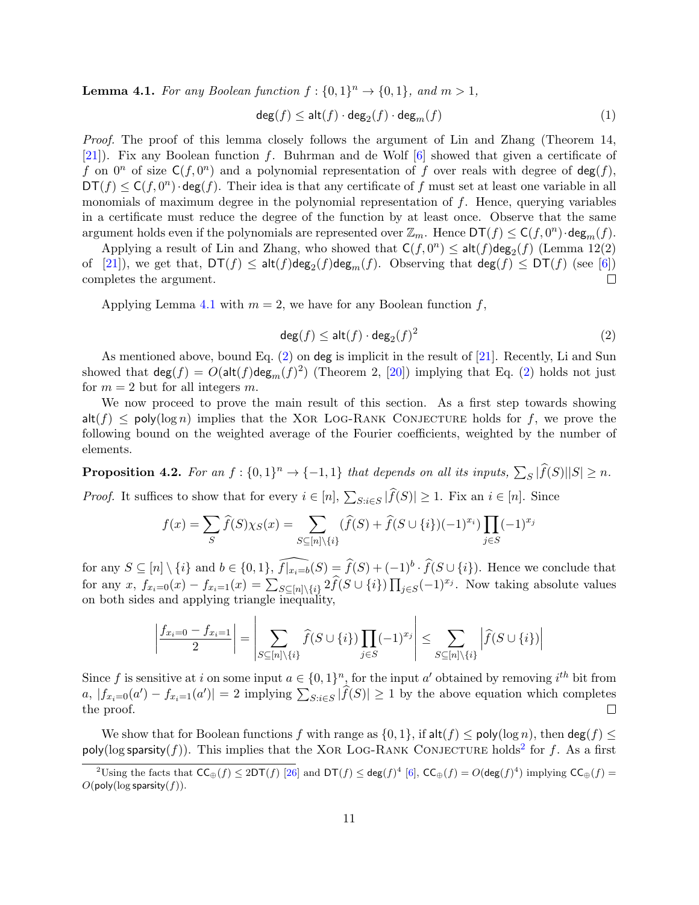**Lemma 4.1.** *For any Boolean function $f : \{0,1\}^n \to \{0,1\}$, and $m > 1$,*

$$\mathsf{deg}(f) \leq \mathsf{alt}(f) \cdot \mathsf{deg}_2(f) \cdot \mathsf{deg}_m(f) \tag{1}$$

*Proof.* The proof of this lemma closely follows the argument of Lin and Zhang (Theorem 14, [21]). Fix any Boolean function $f$. Buhrman and de Wolf [6] showed that given a certificate of $f$ on $0^n$ of size $\mathsf{C}(f, 0^n)$ and a polynomial representation of $f$ over reals with degree of $\mathsf{deg}(f)$, $\mathsf{DT}(f) \leq \mathsf{C}(f, 0^n) \cdot \mathsf{deg}(f)$. Their idea is that any certificate of $f$ must set at least one variable in all monomials of maximum degree in the polynomial representation of $f$. Hence, querying variables in a certificate must reduce the degree of the function by at least once. Observe that the same argument holds even if the polynomials are represented over $\mathbb{Z}_m$. Hence $\mathsf{DT}(f) \leq \mathsf{C}(f, 0^n) \cdot \mathsf{deg}_m(f)$.

Applying a result of Lin and Zhang, who showed that $\mathsf{C}(f, 0^n) \leq \mathsf{alt}(f)\mathsf{deg}_2(f)$ (Lemma 12(2) of [21]), we get that, $\mathsf{DT}(f) \leq \mathsf{alt}(f)\mathsf{deg}_2(f)\mathsf{deg}_m(f)$. Observing that $\mathsf{deg}(f) \leq \mathsf{DT}(f)$ (see [6]) completes the argument. □

Applying Lemma 4.1 with $m = 2$, we have for any Boolean function $f$,

$$\mathsf{deg}(f) \leq \mathsf{alt}(f) \cdot \mathsf{deg}_2(f)^2 \tag{2}$$

As mentioned above, bound Eq. (2) on $\mathsf{deg}$ is implicit in the result of [21]. Recently, Li and Sun showed that $\mathsf{deg}(f) = O(\mathsf{alt}(f)\mathsf{deg}_m(f)^2)$ (Theorem 2, [20]) implying that Eq. (2) holds not just for $m = 2$ but for all integers $m$.

We now proceed to prove the main result of this section. As a first step towards showing $\mathsf{alt}(f) \leq \mathsf{poly}(\log n)$ implies that the Xor Log-Rank Conjecture holds for $f$, we prove the following bound on the weighted average of the Fourier coefficients, weighted by the number of elements.

**Proposition 4.2.** *For an $f : \{0,1\}^n \to \{-1,1\}$ that depends on all its inputs, $\sum_S |\widehat{f}(S)||S| \geq n$.*

*Proof.* It suffices to show that for every $i \in [n]$, $\sum_{S: i \in S} |\widehat{f}(S)| \geq 1$. Fix an $i \in [n]$. Since

$$f(x) = \sum_S \widehat{f}(S)\chi_S(x) = \sum_{S \subseteq [n]\setminus\{i\}} (\widehat{f}(S) + \widehat{f}(S \cup \{i\})(-1)^{x_i}) \prod_{j \in S} (-1)^{x_j}$$

for any $S \subseteq [n] \setminus \{i\}$ and $b \in \{0,1\}$, $\widehat{f|_{x_i=b}}(S) = \widehat{f}(S) + (-1)^b \cdot \widehat{f}(S \cup \{i\})$. Hence we conclude that for any $x$, $f_{x_i=0}(x) - f_{x_i=1}(x) = \sum_{S \subseteq [n]\setminus\{i\}} 2\widehat{f}(S \cup \{i\}) \prod_{j \in S}(-1)^{x_j}$. Now taking absolute values on both sides and applying triangle inequality,

$$\left| \frac{f_{x_i=0} - f_{x_i=1}}{2} \right| = \left| \sum_{S \subseteq [n]\setminus\{i\}} \widehat{f}(S \cup \{i\}) \prod_{j \in S} (-1)^{x_j} \right| \leq \sum_{S \subseteq [n]\setminus\{i\}} \left| \widehat{f}(S \cup \{i\}) \right|$$

Since $f$ is sensitive at $i$ on some input $a \in \{0,1\}^n$, for the input $a'$ obtained by removing $i^{th}$ bit from $a$, $|f_{x_i=0}(a') - f_{x_i=1}(a')| = 2$ implying $\sum_{S: i \in S} |\widehat{f}(S)| \geq 1$ by the above equation which completes the proof. □

We show that for Boolean functions $f$ with range as $\{0,1\}$, if $\mathsf{alt}(f) \leq \mathsf{poly}(\log n)$, then $\mathsf{deg}(f) \leq \mathsf{poly}(\log \mathsf{sparsity}(f))$. This implies that the Xor Log-Rank Conjecture holds[2] for $f$. As a first

[2] Using the facts that $\mathsf{CC}_\oplus(f) \leq 2\mathsf{DT}(f)$ [26] and $\mathsf{DT}(f) \leq \mathsf{deg}(f)^4$ [6], $\mathsf{CC}_\oplus(f) = O(\mathsf{deg}(f)^4)$ implying $\mathsf{CC}_\oplus(f) = O(\mathsf{poly}(\log \mathsf{sparsity}(f))$.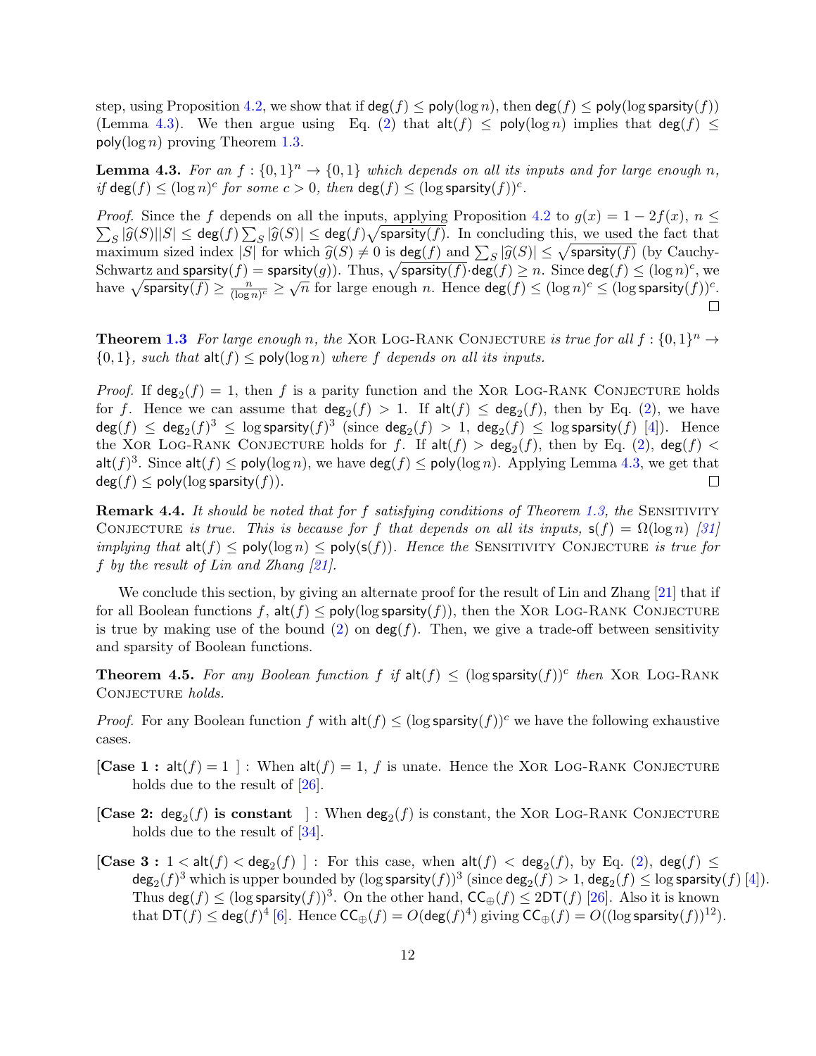step, using Proposition 4.2, we show that if $\mathsf{deg}(f) \leq \mathsf{poly}(\log n)$, then $\mathsf{deg}(f) \leq \mathsf{poly}(\log \mathsf{sparsity}(f))$ (Lemma 4.3). We then argue using Eq. (2) that $\mathsf{alt}(f) \leq \mathsf{poly}(\log n)$ implies that $\mathsf{deg}(f) \leq \mathsf{poly}(\log n)$ proving Theorem 1.3.

**Lemma 4.3.** *For an $f : \{0,1\}^n \to \{0,1\}$ which depends on all its inputs and for large enough $n$, if $\mathsf{deg}(f) \leq (\log n)^c$ for some $c > 0$, then $\mathsf{deg}(f) \leq (\log \mathsf{sparsity}(f))^c$.*

*Proof.* Since the $f$ depends on all the inputs, applying Proposition 4.2 to $g(x) = 1 - 2f(x)$, $n \leq \sum_S |\widehat{g}(S)||S| \leq \mathsf{deg}(f) \sum_S |\widehat{g}(S)| \leq \mathsf{deg}(f)\sqrt{\mathsf{sparsity}(f)}$. In concluding this, we used the fact that maximum sized index $|S|$ for which $\widehat{g}(S) \neq 0$ is $\mathsf{deg}(f)$ and $\sum_S |\widehat{g}(S)| \leq \sqrt{\mathsf{sparsity}(f)}$ (by Cauchy-Schwartz and $\mathsf{sparsity}(f) = \mathsf{sparsity}(g)$). Thus, $\sqrt{\mathsf{sparsity}(f)} \cdot \mathsf{deg}(f) \geq n$. Since $\mathsf{deg}(f) \leq (\log n)^c$, we have $\sqrt{\mathsf{sparsity}(f)} \geq \frac{n}{(\log n)^c} \geq \sqrt{n}$ for large enough $n$. Hence $\mathsf{deg}(f) \leq (\log n)^c \leq (\log \mathsf{sparsity}(f))^c$. ∎

**Theorem 1.3** *For large enough $n$, the* Xor Log-Rank Conjecture *is true for all $f : \{0,1\}^n \to \{0,1\}$, such that $\mathsf{alt}(f) \leq \mathsf{poly}(\log n)$ where $f$ depends on all its inputs.*

*Proof.* If $\mathsf{deg}_2(f) = 1$, then $f$ is a parity function and the Xor Log-Rank Conjecture holds for $f$. Hence we can assume that $\mathsf{deg}_2(f) > 1$. If $\mathsf{alt}(f) \leq \mathsf{deg}_2(f)$, then by Eq. (2), we have $\mathsf{deg}(f) \leq \mathsf{deg}_2(f)^3 \leq \log \mathsf{sparsity}(f)^3$ (since $\mathsf{deg}_2(f) > 1$, $\mathsf{deg}_2(f) \leq \log \mathsf{sparsity}(f)$ [4]). Hence the Xor Log-Rank Conjecture holds for $f$. If $\mathsf{alt}(f) > \mathsf{deg}_2(f)$, then by Eq. (2), $\mathsf{deg}(f) < \mathsf{alt}(f)^3$. Since $\mathsf{alt}(f) \leq \mathsf{poly}(\log n)$, we have $\mathsf{deg}(f) \leq \mathsf{poly}(\log n)$. Applying Lemma 4.3, we get that $\mathsf{deg}(f) \leq \mathsf{poly}(\log \mathsf{sparsity}(f))$. ∎

**Remark 4.4.** *It should be noted that for $f$ satisfying conditions of Theorem 1.3, the* Sensitivity Conjecture *is true. This is because for $f$ that depends on all its inputs, $\mathsf{s}(f) = \Omega(\log n)$ [31] implying that $\mathsf{alt}(f) \leq \mathsf{poly}(\log n) \leq \mathsf{poly}(\mathsf{s}(f))$. Hence the* Sensitivity Conjecture *is true for $f$ by the result of Lin and Zhang [21].*

We conclude this section, by giving an alternate proof for the result of Lin and Zhang [21] that if for all Boolean functions $f$, $\mathsf{alt}(f) \leq \mathsf{poly}(\log \mathsf{sparsity}(f))$, then the Xor Log-Rank Conjecture is true by making use of the bound (2) on $\mathsf{deg}(f)$. Then, we give a trade-off between sensitivity and sparsity of Boolean functions.

**Theorem 4.5.** *For any Boolean function $f$ if $\mathsf{alt}(f) \leq (\log \mathsf{sparsity}(f))^c$ then* Xor Log-Rank Conjecture *holds.*

*Proof.* For any Boolean function $f$ with $\mathsf{alt}(f) \leq (\log \mathsf{sparsity}(f))^c$ we have the following exhaustive cases.

- **[Case 1 : $\mathsf{alt}(f) = 1$ ]** : When $\mathsf{alt}(f) = 1$, $f$ is unate. Hence the Xor Log-Rank Conjecture holds due to the result of [26].
- **[Case 2: $\mathsf{deg}_2(f)$ is constant ]** : When $\mathsf{deg}_2(f)$ is constant, the Xor Log-Rank Conjecture holds due to the result of [34].
- **[Case 3 : $1 < \mathsf{alt}(f) < \mathsf{deg}_2(f)$ ]** : For this case, when $\mathsf{alt}(f) < \mathsf{deg}_2(f)$, by Eq. (2), $\mathsf{deg}(f) \leq \mathsf{deg}_2(f)^3$ which is upper bounded by $(\log \mathsf{sparsity}(f))^3$ (since $\mathsf{deg}_2(f) > 1$, $\mathsf{deg}_2(f) \leq \log \mathsf{sparsity}(f)$ [4]). Thus $\mathsf{deg}(f) \leq (\log \mathsf{sparsity}(f))^3$. On the other hand, $\mathsf{CC}_\oplus(f) \leq 2\mathsf{DT}(f)$ [26]. Also it is known that $\mathsf{DT}(f) \leq \mathsf{deg}(f)^4$ [6]. Hence $\mathsf{CC}_\oplus(f) = O(\mathsf{deg}(f)^4)$ giving $\mathsf{CC}_\oplus(f) = O((\log \mathsf{sparsity}(f))^{12})$.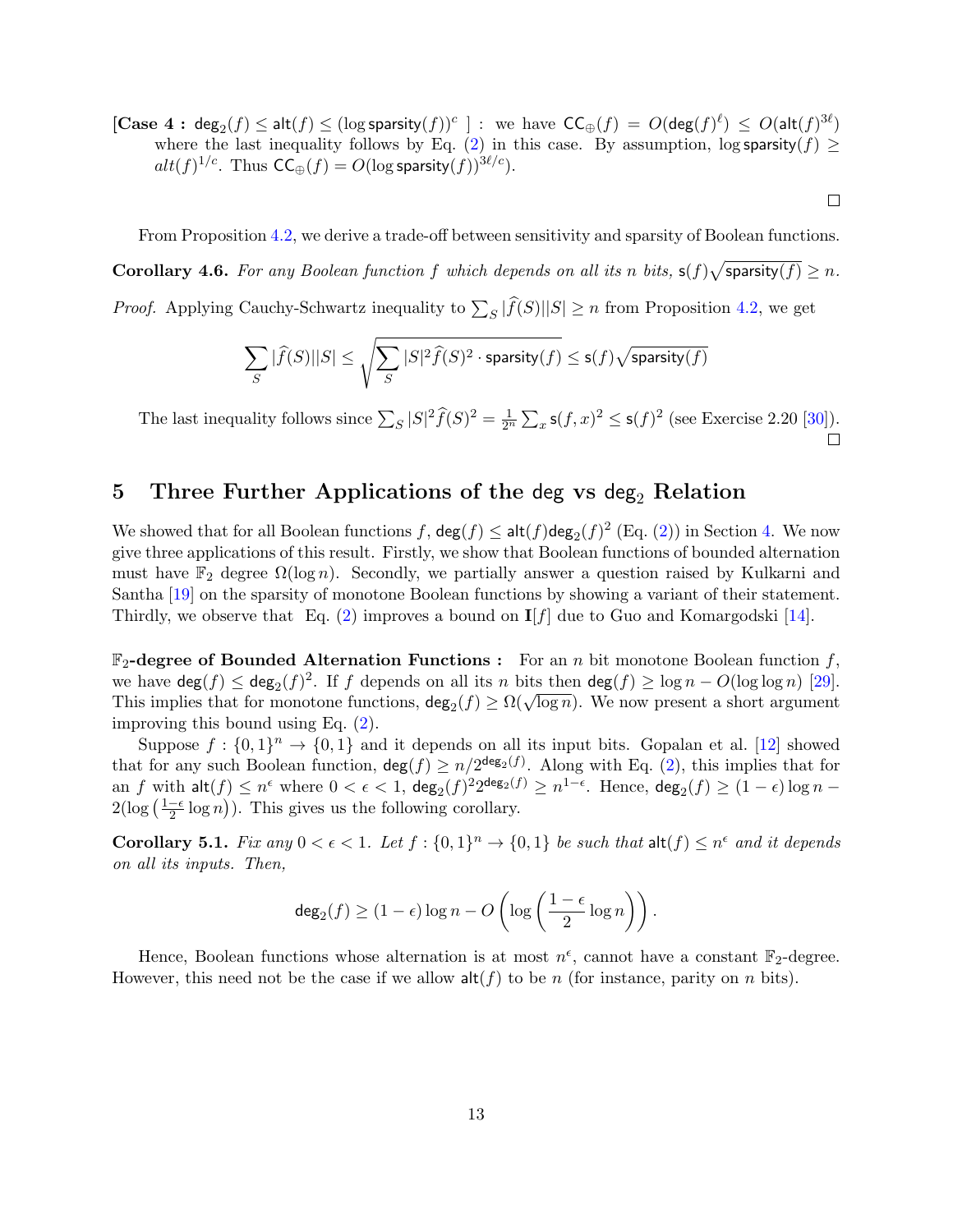**[Case 4 :** $\mathsf{deg}_2(f) \leq \mathsf{alt}(f) \leq (\log \mathsf{sparsity}(f))^c$ **]** : we have $\mathsf{CC}_\oplus(f) = O(\mathsf{deg}(f)^\ell) \leq O(\mathsf{alt}(f)^{3\ell})$ where the last inequality follows by Eq. (2) in this case. By assumption, $\log \mathsf{sparsity}(f) \geq alt(f)^{1/c}$. Thus $\mathsf{CC}_\oplus(f) = O(\log \mathsf{sparsity}(f))^{3\ell/c})$.

□

From Proposition 4.2, we derive a trade-off between sensitivity and sparsity of Boolean functions.

**Corollary 4.6.** *For any Boolean function $f$ which depends on all its $n$ bits, $\mathsf{s}(f)\sqrt{\mathsf{sparsity}(f)} \geq n$.*

*Proof.* Applying Cauchy-Schwartz inequality to $\sum_S |\widehat{f}(S)||S| \geq n$ from Proposition 4.2, we get

$$\sum_S |\widehat{f}(S)||S| \leq \sqrt{\sum_S |S|^2 \widehat{f}(S)^2 \cdot \mathsf{sparsity}(f)} \leq \mathsf{s}(f)\sqrt{\mathsf{sparsity}(f)}$$

The last inequality follows since $\sum_S |S|^2 \widehat{f}(S)^2 = \frac{1}{2^n}\sum_x \mathsf{s}(f,x)^2 \leq \mathsf{s}(f)^2$ (see Exercise 2.20 [30]). □

## 5 Three Further Applications of the deg vs $\mathsf{deg}_2$ Relation

We showed that for all Boolean functions $f$, $\mathsf{deg}(f) \leq \mathsf{alt}(f)\mathsf{deg}_2(f)^2$ (Eq. (2)) in Section 4. We now give three applications of this result. Firstly, we show that Boolean functions of bounded alternation must have $\mathbb{F}_2$ degree $\Omega(\log n)$. Secondly, we partially answer a question raised by Kulkarni and Santha [19] on the sparsity of monotone Boolean functions by showing a variant of their statement. Thirdly, we observe that Eq. (2) improves a bound on $\mathbf{I}[f]$ due to Guo and Komargodski [14].

**$\mathbb{F}_2$-degree of Bounded Alternation Functions :** For an $n$ bit monotone Boolean function $f$, we have $\mathsf{deg}(f) \leq \mathsf{deg}_2(f)^2$. If $f$ depends on all its $n$ bits then $\mathsf{deg}(f) \geq \log n - O(\log\log n)$ [29]. This implies that for monotone functions, $\mathsf{deg}_2(f) \geq \Omega(\sqrt{\log n})$. We now present a short argument improving this bound using Eq. (2).

Suppose $f : \{0,1\}^n \to \{0,1\}$ and it depends on all its input bits. Gopalan et al. [12] showed that for any such Boolean function, $\mathsf{deg}(f) \geq n/2^{\mathsf{deg}_2(f)}$. Along with Eq. (2), this implies that for an $f$ with $\mathsf{alt}(f) \leq n^\epsilon$ where $0 < \epsilon < 1$, $\mathsf{deg}_2(f)^2 2^{\mathsf{deg}_2(f)} \geq n^{1-\epsilon}$. Hence, $\mathsf{deg}_2(f) \geq (1-\epsilon)\log n - 2(\log\left(\frac{1-\epsilon}{2}\log n\right))$. This gives us the following corollary.

**Corollary 5.1.** *Fix any $0 < \epsilon < 1$. Let $f : \{0,1\}^n \to \{0,1\}$ be such that $\mathsf{alt}(f) \leq n^\epsilon$ and it depends on all its inputs. Then,*

$$\mathsf{deg}_2(f) \geq (1-\epsilon)\log n - O\left(\log\left(\frac{1-\epsilon}{2}\log n\right)\right).$$

Hence, Boolean functions whose alternation is at most $n^\epsilon$, cannot have a constant $\mathbb{F}_2$-degree. However, this need not be the case if we allow $\mathsf{alt}(f)$ to be $n$ (for instance, parity on $n$ bits).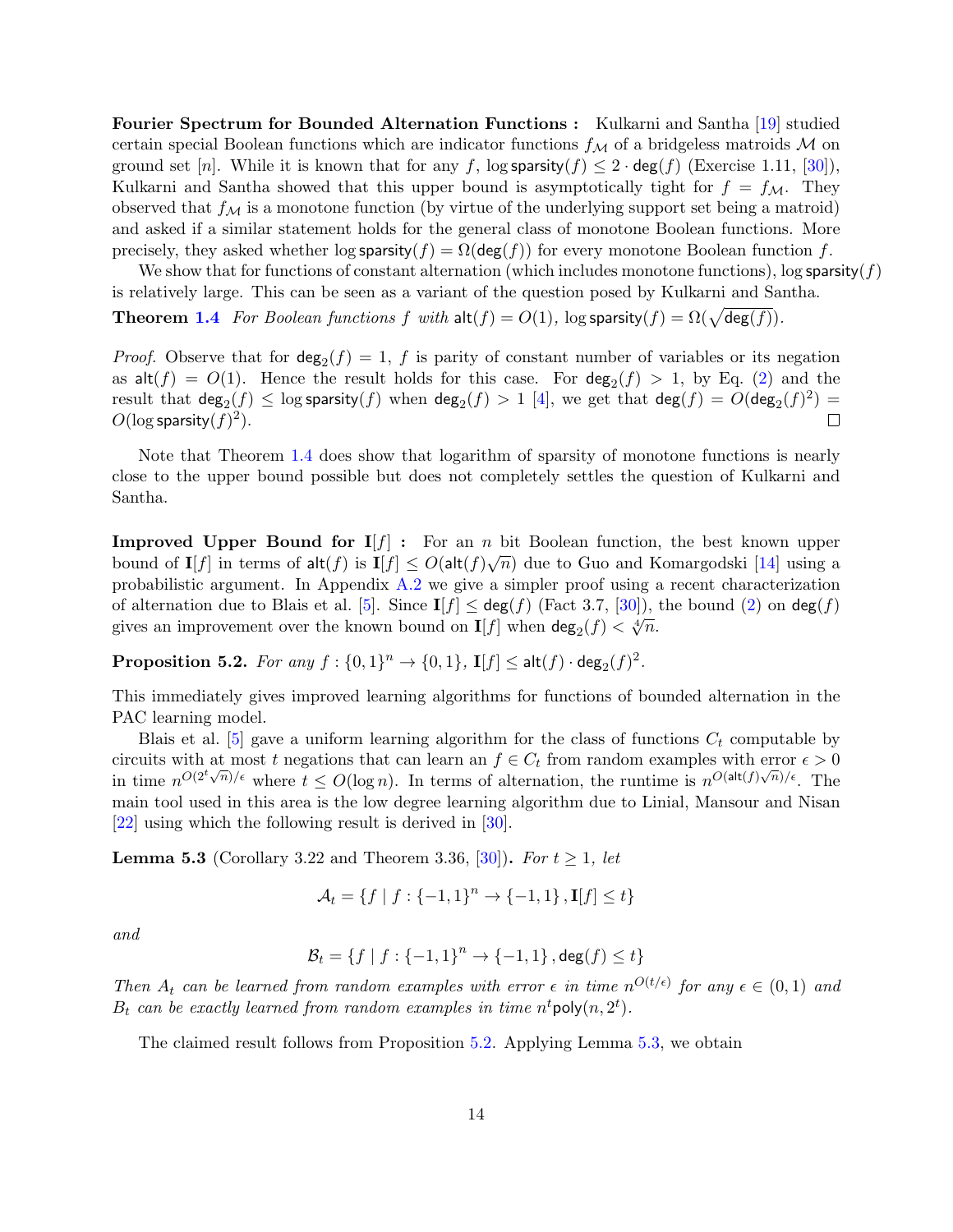**Fourier Spectrum for Bounded Alternation Functions :** Kulkarni and Santha [19] studied certain special Boolean functions which are indicator functions $f_{\mathcal{M}}$ of a bridgeless matroids $\mathcal{M}$ on ground set $[n]$. While it is known that for any $f$, $\log \mathsf{sparsity}(f) \leq 2 \cdot \mathsf{deg}(f)$ (Exercise 1.11, [30]), Kulkarni and Santha showed that this upper bound is asymptotically tight for $f = f_{\mathcal{M}}$. They observed that $f_{\mathcal{M}}$ is a monotone function (by virtue of the underlying support set being a matroid) and asked if a similar statement holds for the general class of monotone Boolean functions. More precisely, they asked whether $\log \mathsf{sparsity}(f) = \Omega(\mathsf{deg}(f))$ for every monotone Boolean function $f$.

We show that for functions of constant alternation (which includes monotone functions), $\log \mathsf{sparsity}(f)$ is relatively large. This can be seen as a variant of the question posed by Kulkarni and Santha.

**Theorem 1.4** *For Boolean functions $f$ with $\mathsf{alt}(f) = O(1)$, $\log \mathsf{sparsity}(f) = \Omega(\sqrt{\mathsf{deg}(f)})$.*

*Proof.* Observe that for $\mathsf{deg}_2(f) = 1$, $f$ is parity of constant number of variables or its negation as $\mathsf{alt}(f) = O(1)$. Hence the result holds for this case. For $\mathsf{deg}_2(f) > 1$, by Eq. (2) and the result that $\mathsf{deg}_2(f) \leq \log \mathsf{sparsity}(f)$ when $\mathsf{deg}_2(f) > 1$ [4], we get that $\mathsf{deg}(f) = O(\mathsf{deg}_2(f)^2) = O(\log \mathsf{sparsity}(f)^2)$. ∎

Note that Theorem 1.4 does show that logarithm of sparsity of monotone functions is nearly close to the upper bound possible but does not completely settles the question of Kulkarni and Santha.

**Improved Upper Bound for $\mathbf{I}[f]$ :** For an $n$ bit Boolean function, the best known upper bound of $\mathbf{I}[f]$ in terms of $\mathsf{alt}(f)$ is $\mathbf{I}[f] \leq O(\mathsf{alt}(f)\sqrt{n})$ due to Guo and Komargodski [14] using a probabilistic argument. In Appendix A.2 we give a simpler proof using a recent characterization of alternation due to Blais et al. [5]. Since $\mathbf{I}[f] \leq \mathsf{deg}(f)$ (Fact 3.7, [30]), the bound (2) on $\mathsf{deg}(f)$ gives an improvement over the known bound on $\mathbf{I}[f]$ when $\mathsf{deg}_2(f) < \sqrt[4]{n}$.

**Proposition 5.2.** *For any $f : \{0,1\}^n \to \{0,1\}$, $\mathbf{I}[f] \leq \mathsf{alt}(f) \cdot \mathsf{deg}_2(f)^2$.*

This immediately gives improved learning algorithms for functions of bounded alternation in the PAC learning model.

Blais et al. [5] gave a uniform learning algorithm for the class of functions $C_t$ computable by circuits with at most $t$ negations that can learn an $f \in C_t$ from random examples with error $\epsilon > 0$ in time $n^{O(2^t\sqrt{n})/\epsilon}$ where $t \leq O(\log n)$. In terms of alternation, the runtime is $n^{O(\mathsf{alt}(f)\sqrt{n})/\epsilon}$. The main tool used in this area is the low degree learning algorithm due to Linial, Mansour and Nisan [22] using which the following result is derived in [30].

**Lemma 5.3** (Corollary 3.22 and Theorem 3.36, [30])**.** *For $t \geq 1$, let*

$$\mathcal{A}_t = \{f \mid f : \{-1,1\}^n \to \{-1,1\}, \mathbf{I}[f] \leq t\}$$

*and*

$$\mathcal{B}_t = \{f \mid f : \{-1,1\}^n \to \{-1,1\}, \mathsf{deg}(f) \leq t\}$$

*Then $A_t$ can be learned from random examples with error $\epsilon$ in time $n^{O(t/\epsilon)}$ for any $\epsilon \in (0,1)$ and $B_t$ can be exactly learned from random examples in time $n^t \mathsf{poly}(n, 2^t)$.*

The claimed result follows from Proposition 5.2. Applying Lemma 5.3, we obtain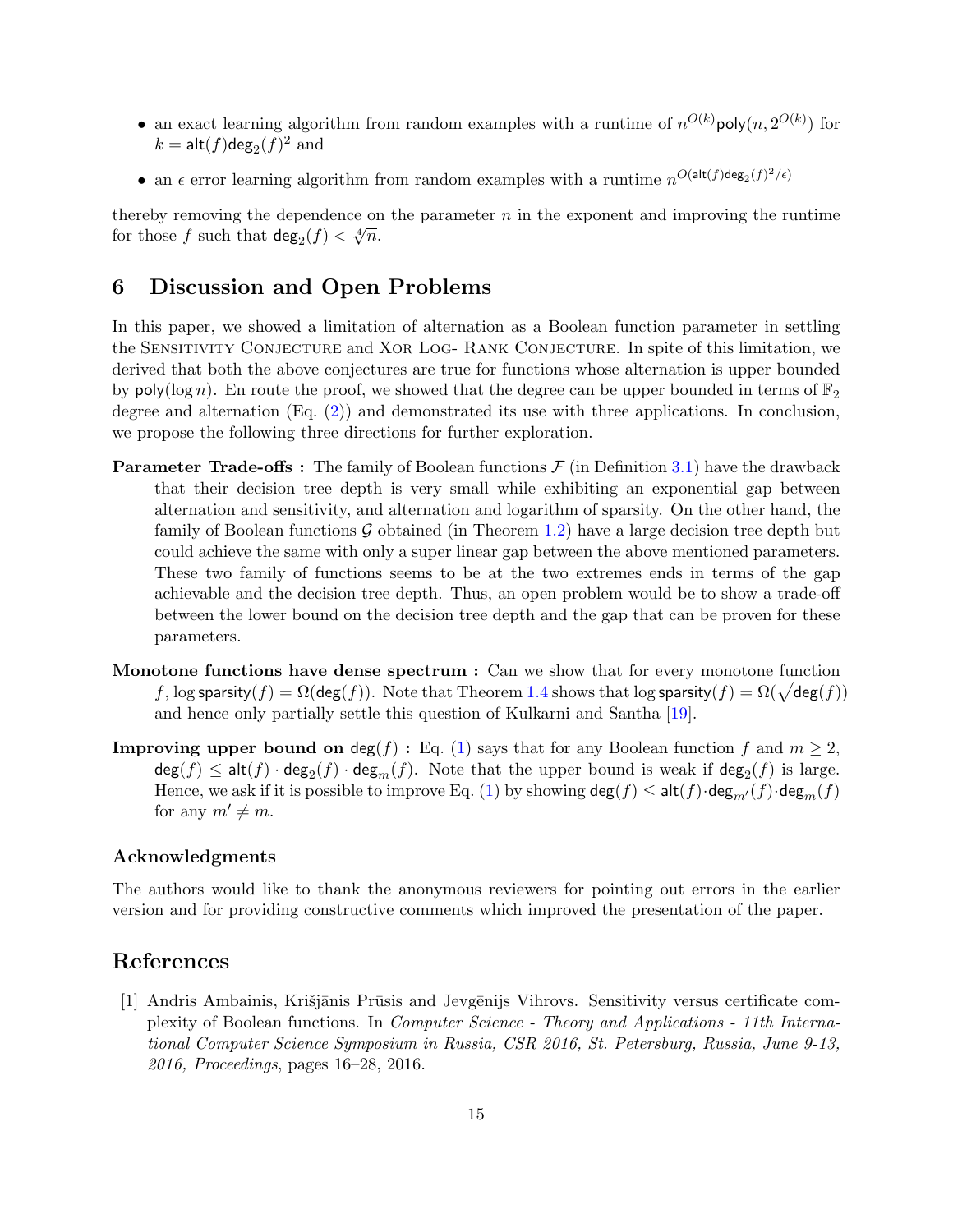- an exact learning algorithm from random examples with a runtime of $n^{O(k)}\mathsf{poly}(n, 2^{O(k)})$ for $k = \mathsf{alt}(f)\mathsf{deg}_2(f)^2$ and
- an $\epsilon$ error learning algorithm from random examples with a runtime $n^{O(\mathsf{alt}(f)\mathsf{deg}_2(f)^2/\epsilon)}$

thereby removing the dependence on the parameter $n$ in the exponent and improving the runtime for those $f$ such that $\mathsf{deg}_2(f) < \sqrt[4]{n}$.

## 6 Discussion and Open Problems

In this paper, we showed a limitation of alternation as a Boolean function parameter in settling the Sensitivity Conjecture and Xor Log- Rank Conjecture. In spite of this limitation, we derived that both the above conjectures are true for functions whose alternation is upper bounded by $\mathsf{poly}(\log n)$. En route the proof, we showed that the degree can be upper bounded in terms of $\mathbb{F}_2$ degree and alternation (Eq. (2)) and demonstrated its use with three applications. In conclusion, we propose the following three directions for further exploration.

**Parameter Trade-offs :** The family of Boolean functions $\mathcal{F}$ (in Definition 3.1) have the drawback that their decision tree depth is very small while exhibiting an exponential gap between alternation and sensitivity, and alternation and logarithm of sparsity. On the other hand, the family of Boolean functions $\mathcal{G}$ obtained (in Theorem 1.2) have a large decision tree depth but could achieve the same with only a super linear gap between the above mentioned parameters. These two family of functions seems to be at the two extremes ends in terms of the gap achievable and the decision tree depth. Thus, an open problem would be to show a trade-off between the lower bound on the decision tree depth and the gap that can be proven for these parameters.

**Monotone functions have dense spectrum :** Can we show that for every monotone function $f$, $\log \mathsf{sparsity}(f) = \Omega(\mathsf{deg}(f))$. Note that Theorem 1.4 shows that $\log \mathsf{sparsity}(f) = \Omega(\sqrt{\mathsf{deg}(f)})$ and hence only partially settle this question of Kulkarni and Santha [19].

**Improving upper bound on $\mathsf{deg}(f)$ :** Eq. (1) says that for any Boolean function $f$ and $m \geq 2$, $\mathsf{deg}(f) \leq \mathsf{alt}(f) \cdot \mathsf{deg}_2(f) \cdot \mathsf{deg}_m(f)$. Note that the upper bound is weak if $\mathsf{deg}_2(f)$ is large. Hence, we ask if it is possible to improve Eq. (1) by showing $\mathsf{deg}(f) \leq \mathsf{alt}(f) \cdot \mathsf{deg}_{m'}(f) \cdot \mathsf{deg}_m(f)$ for any $m' \neq m$.

### Acknowledgments

The authors would like to thank the anonymous reviewers for pointing out errors in the earlier version and for providing constructive comments which improved the presentation of the paper.

## References

[1] Andris Ambainis, Krišjānis Prūsis and Jevgēnijs Vihrovs. Sensitivity versus certificate complexity of Boolean functions. In *Computer Science - Theory and Applications - 11th International Computer Science Symposium in Russia, CSR 2016, St. Petersburg, Russia, June 9-13, 2016, Proceedings*, pages 16–28, 2016.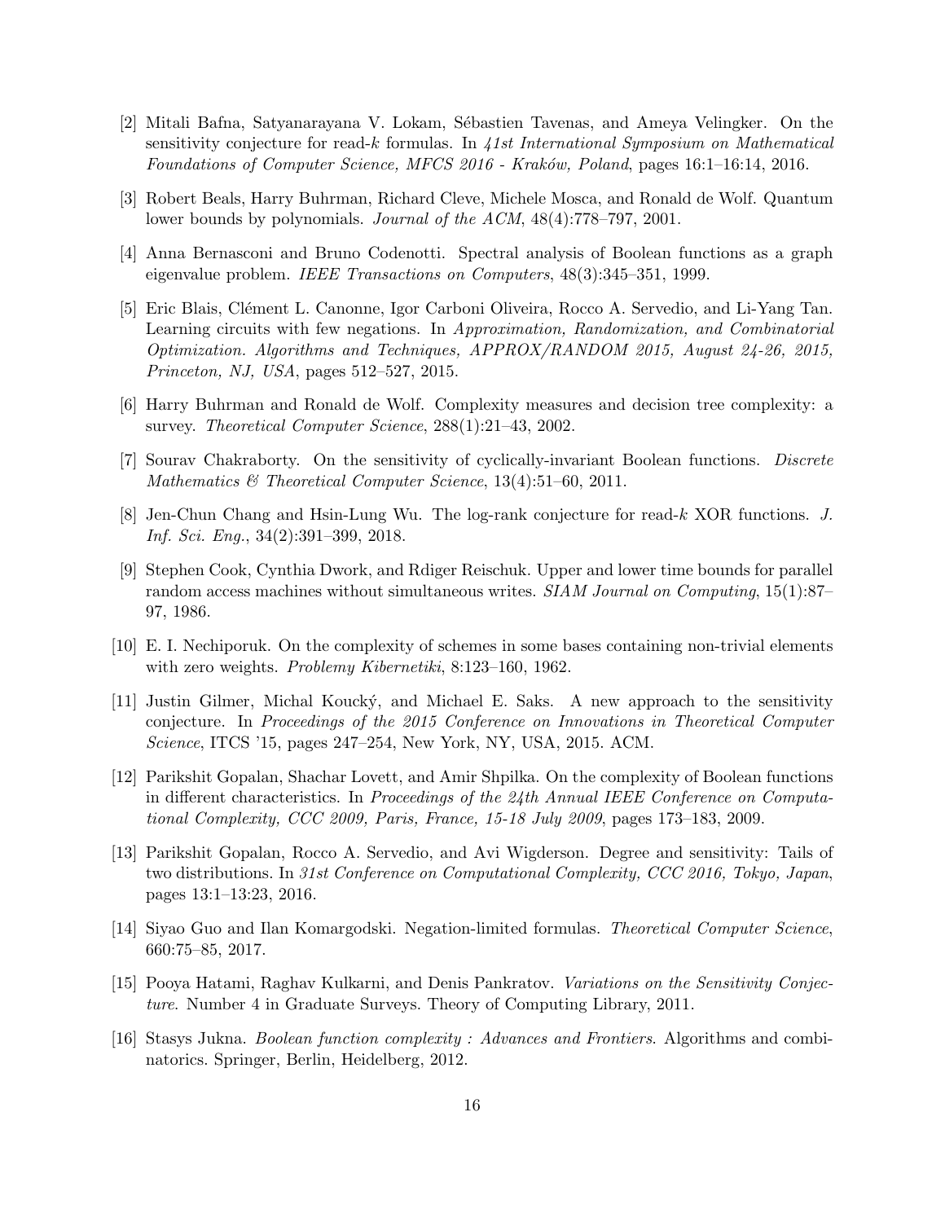[2] Mitali Bafna, Satyanarayana V. Lokam, Sébastien Tavenas, and Ameya Velingker. On the sensitivity conjecture for read-$k$ formulas. In *41st International Symposium on Mathematical Foundations of Computer Science, MFCS 2016 - Kraków, Poland*, pages 16:1–16:14, 2016.

[3] Robert Beals, Harry Buhrman, Richard Cleve, Michele Mosca, and Ronald de Wolf. Quantum lower bounds by polynomials. *Journal of the ACM*, 48(4):778–797, 2001.

[4] Anna Bernasconi and Bruno Codenotti. Spectral analysis of Boolean functions as a graph eigenvalue problem. *IEEE Transactions on Computers*, 48(3):345–351, 1999.

[5] Eric Blais, Clément L. Canonne, Igor Carboni Oliveira, Rocco A. Servedio, and Li-Yang Tan. Learning circuits with few negations. In *Approximation, Randomization, and Combinatorial Optimization. Algorithms and Techniques, APPROX/RANDOM 2015, August 24-26, 2015, Princeton, NJ, USA*, pages 512–527, 2015.

[6] Harry Buhrman and Ronald de Wolf. Complexity measures and decision tree complexity: a survey. *Theoretical Computer Science*, 288(1):21–43, 2002.

[7] Sourav Chakraborty. On the sensitivity of cyclically-invariant Boolean functions. *Discrete Mathematics & Theoretical Computer Science*, 13(4):51–60, 2011.

[8] Jen-Chun Chang and Hsin-Lung Wu. The log-rank conjecture for read-$k$ XOR functions. *J. Inf. Sci. Eng.*, 34(2):391–399, 2018.

[9] Stephen Cook, Cynthia Dwork, and Rdiger Reischuk. Upper and lower time bounds for parallel random access machines without simultaneous writes. *SIAM Journal on Computing*, 15(1):87–97, 1986.

[10] E. I. Nechiporuk. On the complexity of schemes in some bases containing non-trivial elements with zero weights. *Problemy Kibernetiki*, 8:123–160, 1962.

[11] Justin Gilmer, Michal Koucký, and Michael E. Saks. A new approach to the sensitivity conjecture. In *Proceedings of the 2015 Conference on Innovations in Theoretical Computer Science*, ITCS '15, pages 247–254, New York, NY, USA, 2015. ACM.

[12] Parikshit Gopalan, Shachar Lovett, and Amir Shpilka. On the complexity of Boolean functions in different characteristics. In *Proceedings of the 24th Annual IEEE Conference on Computational Complexity, CCC 2009, Paris, France, 15-18 July 2009*, pages 173–183, 2009.

[13] Parikshit Gopalan, Rocco A. Servedio, and Avi Wigderson. Degree and sensitivity: Tails of two distributions. In *31st Conference on Computational Complexity, CCC 2016, Tokyo, Japan*, pages 13:1–13:23, 2016.

[14] Siyao Guo and Ilan Komargodski. Negation-limited formulas. *Theoretical Computer Science*, 660:75–85, 2017.

[15] Pooya Hatami, Raghav Kulkarni, and Denis Pankratov. *Variations on the Sensitivity Conjecture*. Number 4 in Graduate Surveys. Theory of Computing Library, 2011.

[16] Stasys Jukna. *Boolean function complexity : Advances and Frontiers*. Algorithms and combinatorics. Springer, Berlin, Heidelberg, 2012.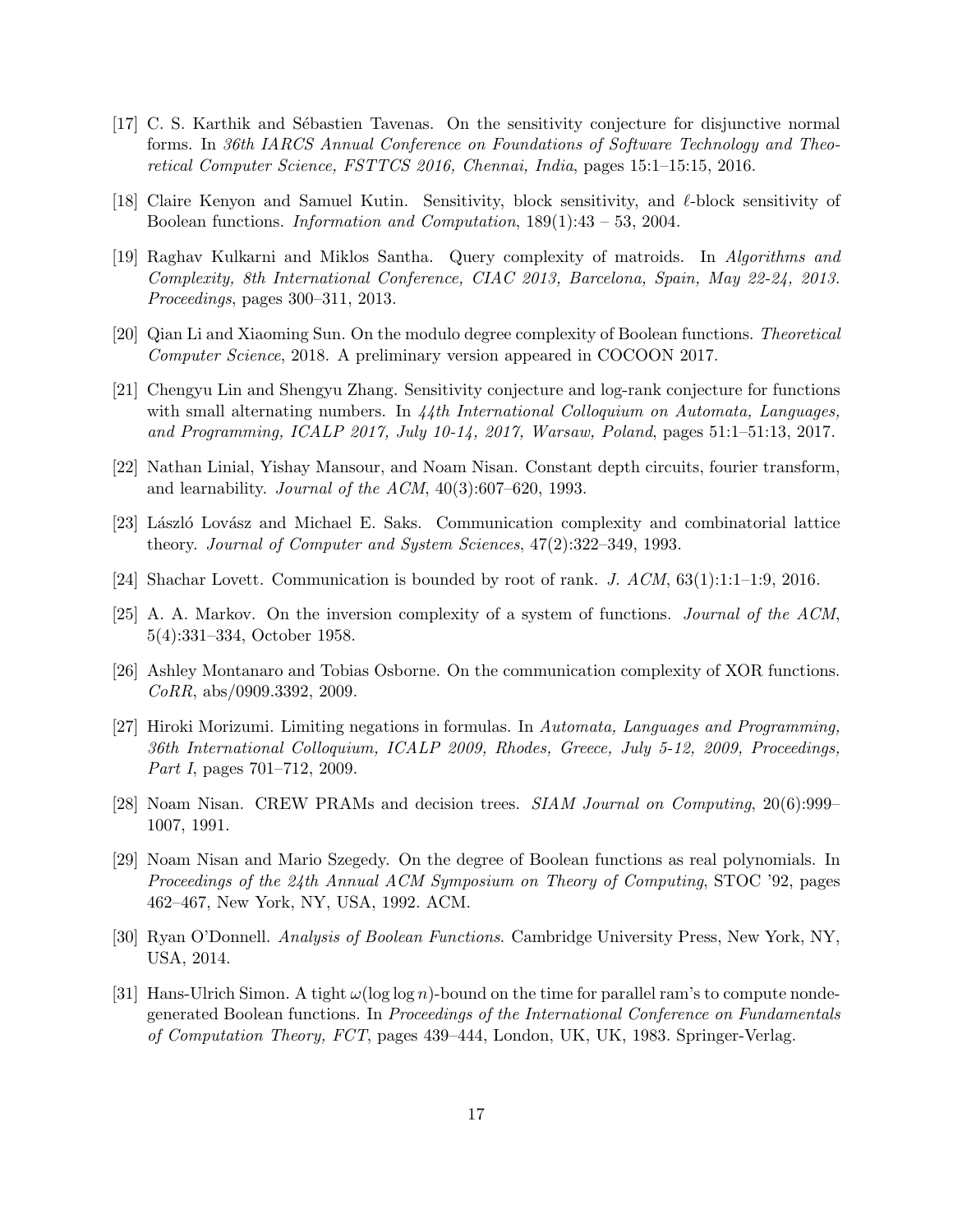[17] C. S. Karthik and Sébastien Tavenas. On the sensitivity conjecture for disjunctive normal forms. In *36th IARCS Annual Conference on Foundations of Software Technology and Theoretical Computer Science, FSTTCS 2016, Chennai, India*, pages 15:1–15:15, 2016.

[18] Claire Kenyon and Samuel Kutin. Sensitivity, block sensitivity, and $\ell$-block sensitivity of Boolean functions. *Information and Computation*, 189(1):43 – 53, 2004.

[19] Raghav Kulkarni and Miklos Santha. Query complexity of matroids. In *Algorithms and Complexity, 8th International Conference, CIAC 2013, Barcelona, Spain, May 22-24, 2013. Proceedings*, pages 300–311, 2013.

[20] Qian Li and Xiaoming Sun. On the modulo degree complexity of Boolean functions. *Theoretical Computer Science*, 2018. A preliminary version appeared in COCOON 2017.

[21] Chengyu Lin and Shengyu Zhang. Sensitivity conjecture and log-rank conjecture for functions with small alternating numbers. In *44th International Colloquium on Automata, Languages, and Programming, ICALP 2017, July 10-14, 2017, Warsaw, Poland*, pages 51:1–51:13, 2017.

[22] Nathan Linial, Yishay Mansour, and Noam Nisan. Constant depth circuits, fourier transform, and learnability. *Journal of the ACM*, 40(3):607–620, 1993.

[23] László Lovász and Michael E. Saks. Communication complexity and combinatorial lattice theory. *Journal of Computer and System Sciences*, 47(2):322–349, 1993.

[24] Shachar Lovett. Communication is bounded by root of rank. *J. ACM*, 63(1):1:1–1:9, 2016.

[25] A. A. Markov. On the inversion complexity of a system of functions. *Journal of the ACM*, 5(4):331–334, October 1958.

[26] Ashley Montanaro and Tobias Osborne. On the communication complexity of XOR functions. *CoRR*, abs/0909.3392, 2009.

[27] Hiroki Morizumi. Limiting negations in formulas. In *Automata, Languages and Programming, 36th International Colloquium, ICALP 2009, Rhodes, Greece, July 5-12, 2009, Proceedings, Part I*, pages 701–712, 2009.

[28] Noam Nisan. CREW PRAMs and decision trees. *SIAM Journal on Computing*, 20(6):999–1007, 1991.

[29] Noam Nisan and Mario Szegedy. On the degree of Boolean functions as real polynomials. In *Proceedings of the 24th Annual ACM Symposium on Theory of Computing*, STOC '92, pages 462–467, New York, NY, USA, 1992. ACM.

[30] Ryan O'Donnell. *Analysis of Boolean Functions*. Cambridge University Press, New York, NY, USA, 2014.

[31] Hans-Ulrich Simon. A tight $\omega(\log\log n)$-bound on the time for parallel ram's to compute nondegenerated Boolean functions. In *Proceedings of the International Conference on Fundamentals of Computation Theory, FCT*, pages 439–444, London, UK, UK, 1983. Springer-Verlag.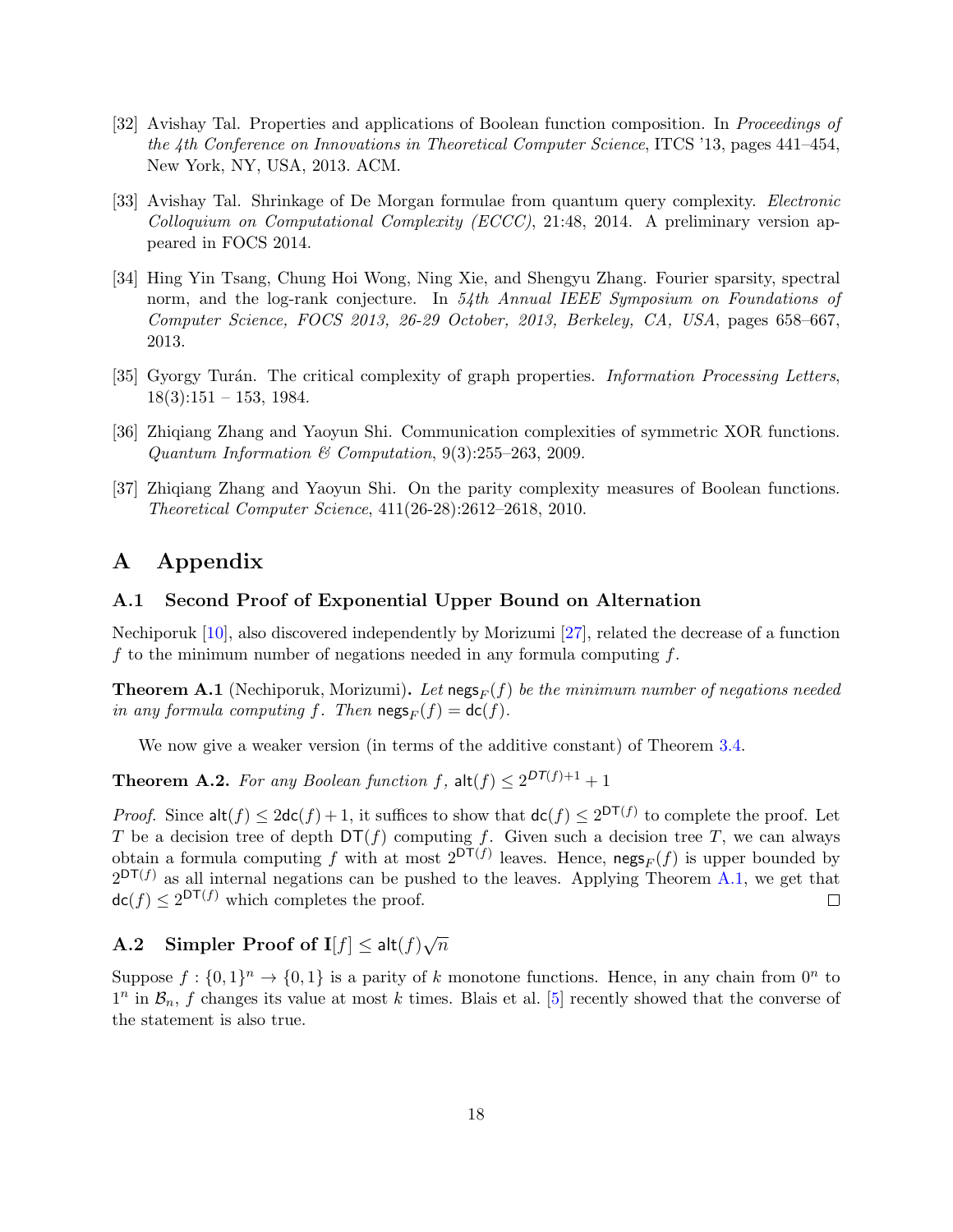[32] Avishay Tal. Properties and applications of Boolean function composition. In *Proceedings of the 4th Conference on Innovations in Theoretical Computer Science*, ITCS '13, pages 441–454, New York, NY, USA, 2013. ACM.

[33] Avishay Tal. Shrinkage of De Morgan formulae from quantum query complexity. *Electronic Colloquium on Computational Complexity (ECCC)*, 21:48, 2014. A preliminary version appeared in FOCS 2014.

[34] Hing Yin Tsang, Chung Hoi Wong, Ning Xie, and Shengyu Zhang. Fourier sparsity, spectral norm, and the log-rank conjecture. In *54th Annual IEEE Symposium on Foundations of Computer Science, FOCS 2013, 26-29 October, 2013, Berkeley, CA, USA*, pages 658–667, 2013.

[35] Gyorgy Turán. The critical complexity of graph properties. *Information Processing Letters*, 18(3):151 – 153, 1984.

[36] Zhiqiang Zhang and Yaoyun Shi. Communication complexities of symmetric XOR functions. *Quantum Information & Computation*, 9(3):255–263, 2009.

[37] Zhiqiang Zhang and Yaoyun Shi. On the parity complexity measures of Boolean functions. *Theoretical Computer Science*, 411(26-28):2612–2618, 2010.

# A Appendix

## A.1 Second Proof of Exponential Upper Bound on Alternation

Nechiporuk [10], also discovered independently by Morizumi [27], related the decrease of a function $f$ to the minimum number of negations needed in any formula computing $f$.

**Theorem A.1** (Nechiporuk, Morizumi)**.** *Let $\mathsf{negs}_F(f)$ be the minimum number of negations needed in any formula computing $f$. Then $\mathsf{negs}_F(f) = \mathsf{dc}(f)$.*

We now give a weaker version (in terms of the additive constant) of Theorem 3.4.

**Theorem A.2.** *For any Boolean function $f$, $\mathsf{alt}(f) \leq 2^{DT(f)+1} + 1$*

*Proof.* Since $\mathsf{alt}(f) \leq 2\mathsf{dc}(f) + 1$, it suffices to show that $\mathsf{dc}(f) \leq 2^{\mathsf{DT}(f)}$ to complete the proof. Let $T$ be a decision tree of depth $\mathsf{DT}(f)$ computing $f$. Given such a decision tree $T$, we can always obtain a formula computing $f$ with at most $2^{\mathsf{DT}(f)}$ leaves. Hence, $\mathsf{negs}_F(f)$ is upper bounded by $2^{\mathsf{DT}(f)}$ as all internal negations can be pushed to the leaves. Applying Theorem A.1, we get that $\mathsf{dc}(f) \leq 2^{\mathsf{DT}(f)}$ which completes the proof. ◻

## A.2 Simpler Proof of $\mathbf{I}[f] \leq \mathsf{alt}(f)\sqrt{n}$

Suppose $f : \{0,1\}^n \to \{0,1\}$ is a parity of $k$ monotone functions. Hence, in any chain from $0^n$ to $1^n$ in $\mathcal{B}_n$, $f$ changes its value at most $k$ times. Blais et al. [5] recently showed that the converse of the statement is also true.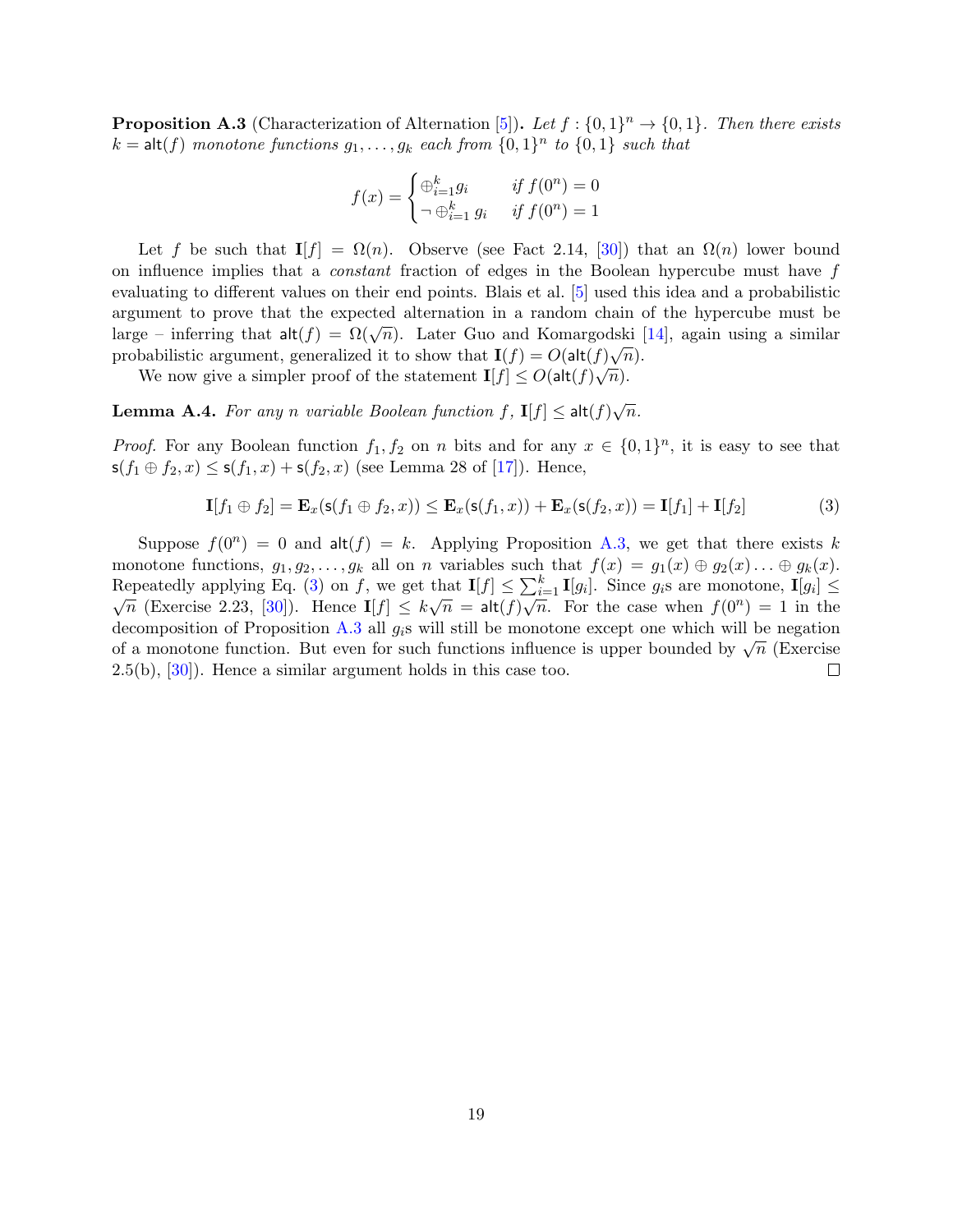**Proposition A.3** (Characterization of Alternation [5])**.** *Let $f : \{0,1\}^n \to \{0,1\}$. Then there exists $k = \mathsf{alt}(f)$ monotone functions $g_1, \ldots, g_k$ each from $\{0,1\}^n$ to $\{0,1\}$ such that*

$$f(x) = \begin{cases} \oplus_{i=1}^{k} g_i & \text{if } f(0^n) = 0 \\ \neg \oplus_{i=1}^{k} g_i & \text{if } f(0^n) = 1 \end{cases}$$

Let $f$ be such that $\mathbf{I}[f] = \Omega(n)$. Observe (see Fact 2.14, [30]) that an $\Omega(n)$ lower bound on influence implies that a *constant* fraction of edges in the Boolean hypercube must have $f$ evaluating to different values on their end points. Blais et al. [5] used this idea and a probabilistic argument to prove that the expected alternation in a random chain of the hypercube must be large – inferring that $\mathsf{alt}(f) = \Omega(\sqrt{n})$. Later Guo and Komargodski [14], again using a similar probabilistic argument, generalized it to show that $\mathbf{I}(f) = O(\mathsf{alt}(f)\sqrt{n})$.

We now give a simpler proof of the statement $\mathbf{I}[f] \leq O(\mathsf{alt}(f)\sqrt{n})$.

**Lemma A.4.** *For any $n$ variable Boolean function $f$, $\mathbf{I}[f] \leq \mathsf{alt}(f)\sqrt{n}$.*

*Proof.* For any Boolean function $f_1, f_2$ on $n$ bits and for any $x \in \{0,1\}^n$, it is easy to see that $\mathsf{s}(f_1 \oplus f_2, x) \leq \mathsf{s}(f_1, x) + \mathsf{s}(f_2, x)$ (see Lemma 28 of [17]). Hence,

$$\mathbf{I}[f_1 \oplus f_2] = \mathbf{E}_x(\mathsf{s}(f_1 \oplus f_2, x)) \leq \mathbf{E}_x(\mathsf{s}(f_1, x)) + \mathbf{E}_x(\mathsf{s}(f_2, x)) = \mathbf{I}[f_1] + \mathbf{I}[f_2] \tag{3}$$

Suppose $f(0^n) = 0$ and $\mathsf{alt}(f) = k$. Applying Proposition A.3, we get that there exists $k$ monotone functions, $g_1, g_2, \ldots, g_k$ all on $n$ variables such that $f(x) = g_1(x) \oplus g_2(x) \ldots \oplus g_k(x)$. Repeatedly applying Eq. (3) on $f$, we get that $\mathbf{I}[f] \leq \sum_{i=1}^{k} \mathbf{I}[g_i]$. Since $g_i$s are monotone, $\mathbf{I}[g_i] \leq \sqrt{n}$ (Exercise 2.23, [30]). Hence $\mathbf{I}[f] \leq k\sqrt{n} = \mathsf{alt}(f)\sqrt{n}$. For the case when $f(0^n) = 1$ in the decomposition of Proposition A.3 all $g_i$s will still be monotone except one which will be negation of a monotone function. But even for such functions influence is upper bounded by $\sqrt{n}$ (Exercise 2.5(b), [30]). Hence a similar argument holds in this case too. ∎